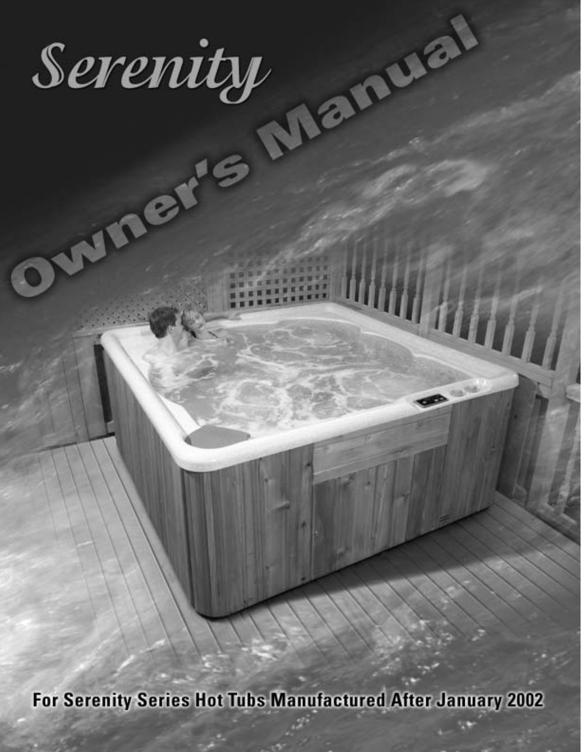# Serenity

# Owner's Manual

For Serenity Series Hot Tubs Manufactured After January 2002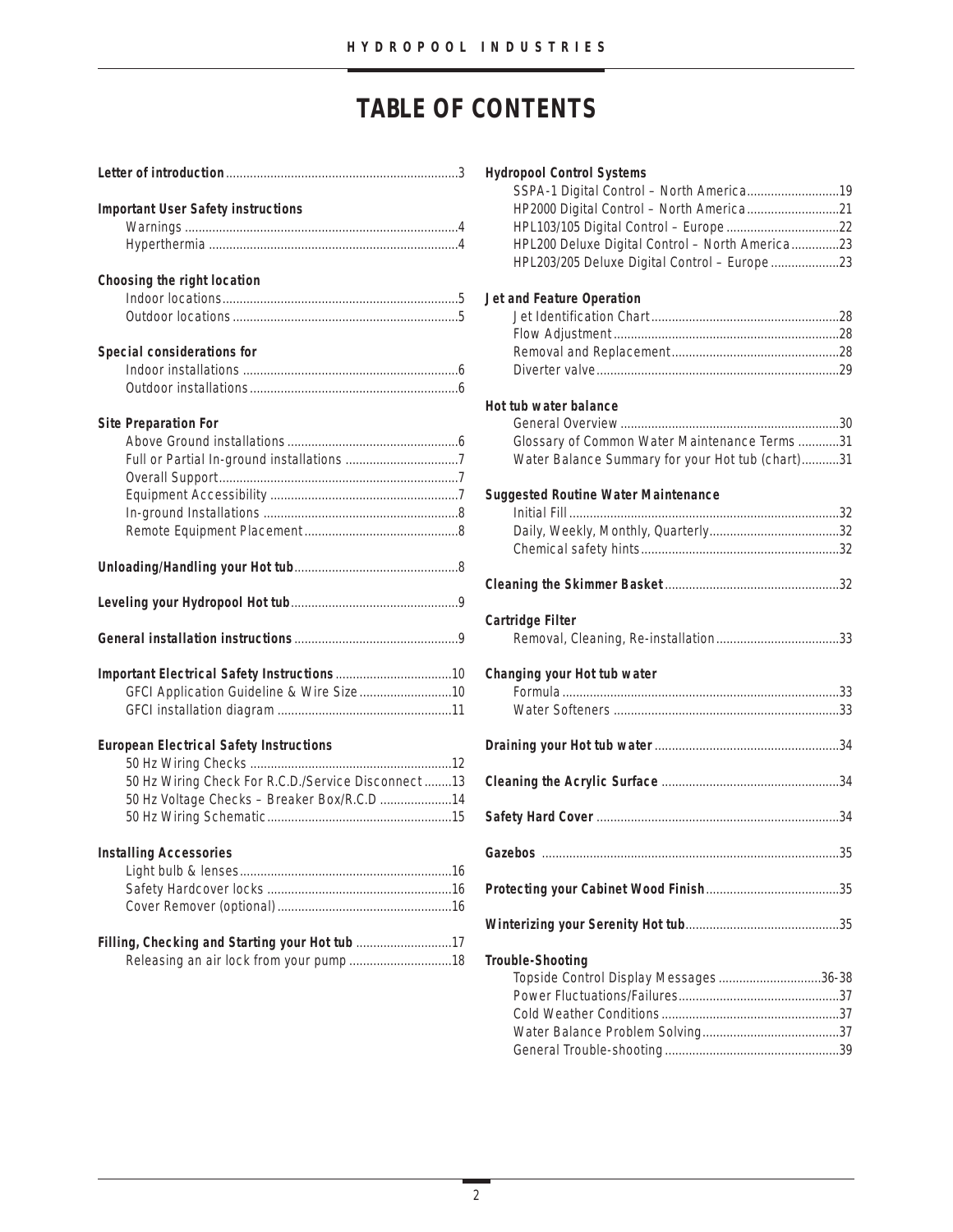# TABLE OF CONTENTS

**Letter of introduction** ....................................................................3

**Important User Safety instructions**

- Warnings .......................................................................................4
- Hyperthermia .................................................................................4

**Choosing the right location**

- Indoor locations..............................................................................5
- Outdoor locations............................................................................5

**Special considerations for**

- Indoor installations .........................................................................6
- Outdoor installations.......................................................................6

**Site Preparation For**

- Above Ground installations .............................................................6
- Full or Partial In-ground installations ..............................................7
- Overall Support...............................................................................7
- Equipment Accessibility ..................................................................7
- In-ground Installations ....................................................................8
- Remote Equipment Placement.........................................................8

**Unloading/Handling your Hot tub** ..........................................................8

**Leveling your Hydropool Hot tub** ...........................................................9

**General installation instructions** ............................................................9

**Important Electrical Safety Instructions** ..................................................10

- GFCI Application Guideline & Wire Size..........................................10
- GFCI installation diagram ...............................................................11

**European Electrical Safety Instructions**

- 50 Hz Wiring Checks .......................................................................12
- 50 Hz Wiring Check For R.C.D./Service Disconnect ........................13
- 50 Hz Voltage Checks – Breaker Box/R.C.D ....................................14
- 50 Hz Wiring Schematic..................................................................15

**Installing Accessories**

- Light bulb & lenses..........................................................................16
- Safety Hardcover locks ...................................................................16
- Cover Remover (optional)...............................................................16

**Filling, Checking and Starting your Hot tub** ...........................................17

- Releasing an air lock from your pump ............................................18

**Hydropool Control Systems**

- SSPA-1 Digital Control – North America..........................................19
- HP2000 Digital Control – North America.........................................21
- HPL103/105 Digital Control – Europe ..............................................22
- HPL200 Deluxe Digital Control – North America..............................23
- HPL203/205 Deluxe Digital Control – Europe ...................................23

**Jet and Feature Operation**

- Jet Identification Chart....................................................................28
- Flow Adjustment.............................................................................28
- Removal and Replacement.............................................................28
- Diverter valve..................................................................................29

**Hot tub water balance**

- General Overview ...........................................................................30
- Glossary of Common Water Maintenance Terms ............................31
- Water Balance Summary for your Hot tub (chart)...........................31

**Suggested Routine Water Maintenance**

- Initial Fill ........................................................................................32
- Daily, Weekly, Monthly, Quarterly...................................................32
- Chemical safety hints......................................................................32

**Cleaning the Skimmer Basket** ................................................................32

**Cartridge Filter**

- Removal, Cleaning, Re-installation..................................................33

**Changing your Hot tub water**

- Formula ..........................................................................................33
- Water Softeners ..............................................................................33

**Draining your Hot tub water** ..................................................................34

**Cleaning the Acrylic Surface** .................................................................34

**Safety Hard Cover** .................................................................................34

**Gazebos** ................................................................................................35

**Protecting your Cabinet Wood Finish** .....................................................35

**Winterizing your Serenity Hot tub** ..........................................................35

**Trouble-Shooting**

- Topside Control Display Messages ...........................................36-38
- Power Fluctuations/Failures............................................................37
- Cold Weather Conditions ................................................................37
- Water Balance Problem Solving......................................................37
- General Trouble-shooting ...............................................................39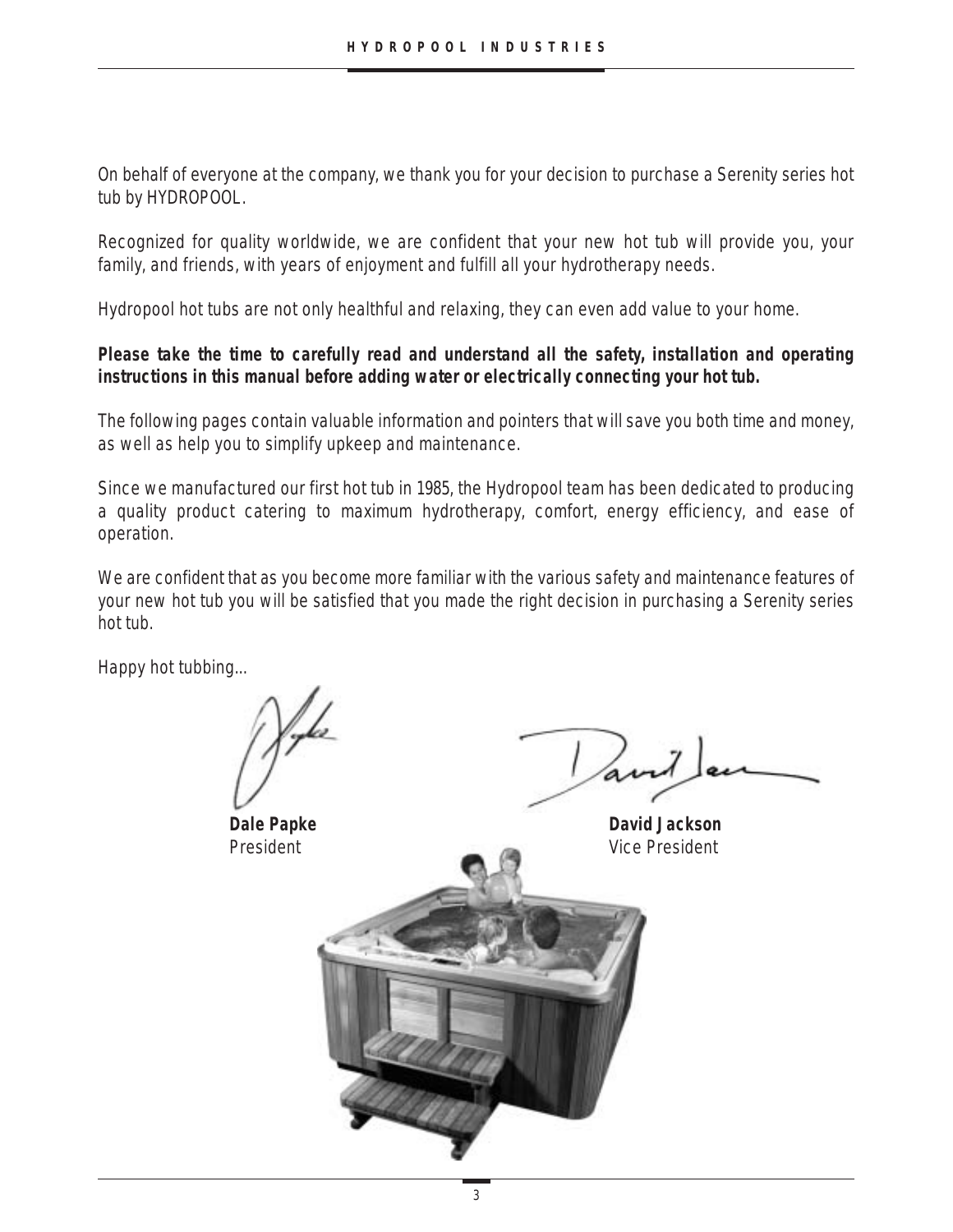On behalf of everyone at the company, we thank you for your decision to purchase a Serenity series hot tub by HYDROPOOL.

Recognized for quality worldwide, we are confident that your new hot tub will provide you, your family, and friends, with years of enjoyment and fulfill all your hydrotherapy needs.

Hydropool hot tubs are not only healthful and relaxing, they can even add value to your home.

**Please take the time to carefully read and understand all the safety, installation and operating instructions in this manual before adding water or electrically connecting your hot tub.**

The following pages contain valuable information and pointers that will save you both time and money, as well as help you to simplify upkeep and maintenance.

Since we manufactured our first hot tub in 1985, the Hydropool team has been dedicated to producing a quality product catering to maximum hydrotherapy, comfort, energy efficiency, and ease of operation.

We are confident that as you become more familiar with the various safety and maintenance features of your new hot tub you will be satisfied that you made the right decision in purchasing a Serenity series hot tub.

Happy hot tubbing...

**Dale Papke**
President

**David Jackson**
Vice President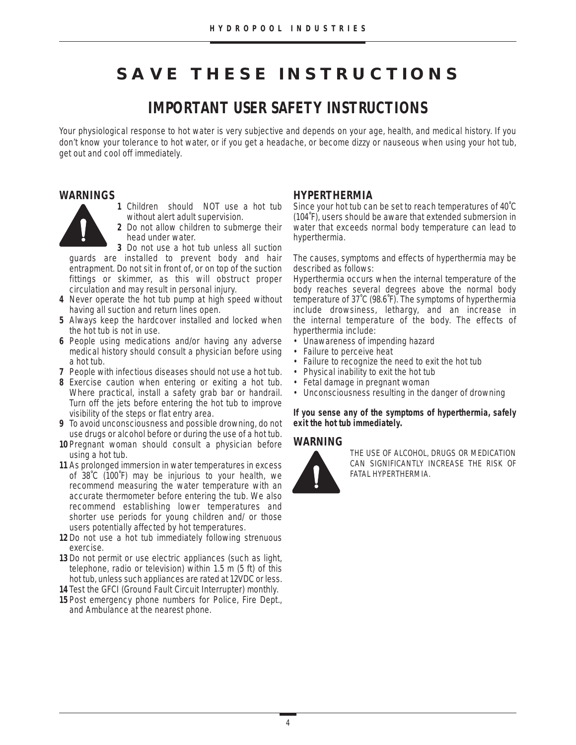# SAVE THESE INSTRUCTIONS

## IMPORTANT USER SAFETY INSTRUCTIONS

*Your physiological response to hot water is very subjective and depends on your age, health, and medical history. If you don't know your tolerance to hot water, or if you get a headache, or become dizzy or nauseous when using your hot tub, get out and cool off immediately.*

### WARNINGS

1. Children should NOT use a hot tub without alert adult supervision.
2. Do not allow children to submerge their head under water.
3. Do not use a hot tub unless all suction guards are installed to prevent body and hair entrapment. Do not sit in front of, or on top of the suction fittings or skimmer, as this will obstruct proper circulation and may result in personal injury.
4. Never operate the hot tub pump at high speed without having all suction and return lines open.
5. Always keep the hardcover installed and locked when the hot tub is not in use.
6. People using medications and/or having any adverse medical history should consult a physician before using a hot tub.
7. People with infectious diseases should not use a hot tub.
8. Exercise caution when entering or exiting a hot tub. Where practical, install a safety grab bar or handrail. Turn off the jets before entering the hot tub to improve visibility of the steps or flat entry area.
9. To avoid unconsciousness and possible drowning, do not use drugs or alcohol before or during the use of a hot tub.
10. Pregnant woman should consult a physician before using a hot tub.
11. As prolonged immersion in water temperatures in excess of 38˚C (100˚F) may be injurious to your health, we recommend measuring the water temperature with an accurate thermometer before entering the tub. We also recommend establishing lower temperatures and shorter use periods for young children and/ or those users potentially affected by hot temperatures.
12. Do not use a hot tub immediately following strenuous exercise.
13. Do not permit or use electric appliances (such as light, telephone, radio or television) within 1.5 m (5 ft) of this hot tub, unless such appliances are rated at 12VDC or less.
14. Test the GFCI (Ground Fault Circuit Interrupter) monthly.
15. Post emergency phone numbers for Police, Fire Dept., and Ambulance at the nearest phone.

### HYPERTHERMIA

Since your hot tub can be set to reach temperatures of 40˚C (104˚F), users should be aware that extended submersion in water that exceeds normal body temperature can lead to hyperthermia.

The causes, symptoms and effects of hyperthermia may be described as follows:
Hyperthermia occurs when the internal temperature of the body reaches several degrees above the normal body temperature of 37˚C (98.6˚F). The symptoms of hyperthermia include drowsiness, lethargy, and an increase in the internal temperature of the body. The effects of hyperthermia include:

- Unawareness of impending hazard
- Failure to perceive heat
- Failure to recognize the need to exit the hot tub
- Physical inability to exit the hot tub
- Fetal damage in pregnant woman
- Unconsciousness resulting in the danger of drowning

**If you sense any of the symptoms of hyperthermia, safely exit the hot tub immediately.**

### WARNING

THE USE OF ALCOHOL, DRUGS OR MEDICATION CAN SIGNIFICANTLY INCREASE THE RISK OF FATAL HYPERTHERMIA.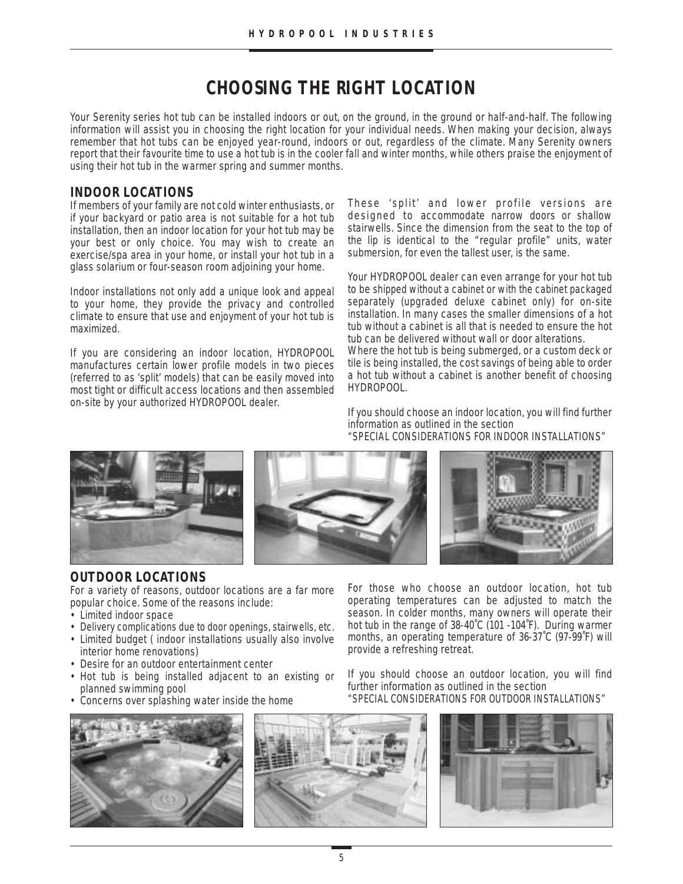# CHOOSING THE RIGHT LOCATION

Your Serenity series hot tub can be installed indoors or out, on the ground, in the ground or half-and-half. The following information will assist you in choosing the right location for your individual needs. When making your decision, always remember that hot tubs can be enjoyed year-round, indoors or out, regardless of the climate. Many Serenity owners report that their favourite time to use a hot tub is in the cooler fall and winter months, while others praise the enjoyment of using their hot tub in the warmer spring and summer months.

## INDOOR LOCATIONS

If members of your family are not cold winter enthusiasts, or if your backyard or patio area is not suitable for a hot tub installation, then an indoor location for your hot tub may be your best or only choice. You may wish to create an exercise/spa area in your home, or install your hot tub in a glass solarium or four-season room adjoining your home.

Indoor installations not only add a unique look and appeal to your home, they provide the privacy and controlled climate to ensure that use and enjoyment of your hot tub is maximized.

If you are considering an indoor location, HYDROPOOL manufactures certain lower profile models in two pieces (referred to as 'split' models) that can be easily moved into most tight or difficult access locations and then assembled on-site by your authorized HYDROPOOL dealer.

These 'split' and lower profile versions are designed to accommodate narrow doors or shallow stairwells. Since the dimension from the seat to the top of the lip is identical to the "regular profile" units, water submersion, for even the tallest user, is the same.

Your HYDROPOOL dealer can even arrange for your hot tub to be shipped without a cabinet or with the cabinet packaged separately (upgraded deluxe cabinet only) for on-site installation. In many cases the smaller dimensions of a hot tub without a cabinet is all that is needed to ensure the hot tub can be delivered without wall or door alterations.
Where the hot tub is being submerged, or a custom deck or tile is being installed, the cost savings of being able to order a hot tub without a cabinet is another benefit of choosing HYDROPOOL.

If you should choose an indoor location, you will find further information as outlined in the section
"SPECIAL CONSIDERATIONS FOR INDOOR INSTALLATIONS"

## OUTDOOR LOCATIONS

For a variety of reasons, outdoor locations are a far more popular choice. Some of the reasons include:

- Limited indoor space
- Delivery complications due to door openings, stairwells, etc.
- Limited budget ( indoor installations usually also involve interior home renovations)
- Desire for an outdoor entertainment center
- Hot tub is being installed adjacent to an existing or planned swimming pool
- Concerns over splashing water inside the home

For those who choose an outdoor location, hot tub operating temperatures can be adjusted to match the season. In colder months, many owners will operate their hot tub in the range of 38-40˚C (101 -104˚F). During warmer months, an operating temperature of 36-37˚C (97-99˚F) will provide a refreshing retreat.

If you should choose an outdoor location, you will find further information as outlined in the section
"SPECIAL CONSIDERATIONS FOR OUTDOOR INSTALLATIONS"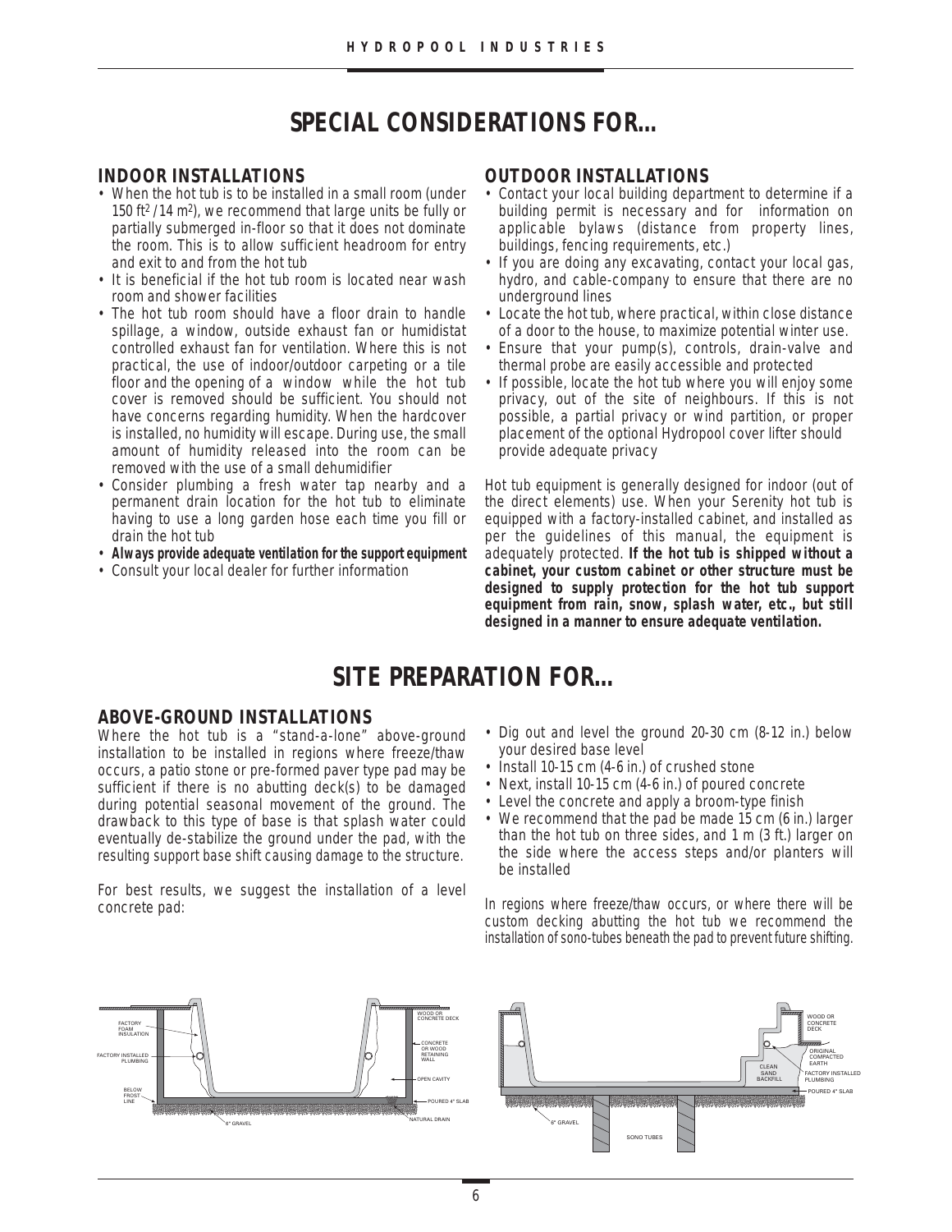## SPECIAL CONSIDERATIONS FOR...

### INDOOR INSTALLATIONS

- When the hot tub is to be installed in a small room (under 150 $ft^2$ / 14 $m^2$), we recommend that large units be fully or partially submerged in-floor so that it does not dominate the room. This is to allow sufficient headroom for entry and exit to and from the hot tub
- It is beneficial if the hot tub room is located near wash room and shower facilities
- The hot tub room should have a floor drain to handle spillage, a window, outside exhaust fan or humidistat controlled exhaust fan for ventilation. Where this is not practical, the use of indoor/outdoor carpeting or a tile floor and the opening of a window while the hot tub cover is removed should be sufficient. You should not have concerns regarding humidity. When the hardcover is installed, no humidity will escape. During use, the small amount of humidity released into the room can be removed with the use of a small dehumidifier
- Consider plumbing a fresh water tap nearby and a permanent drain location for the hot tub to eliminate having to use a long garden hose each time you fill or drain the hot tub
- **Always provide adequate ventilation for the support equipment**
- Consult your local dealer for further information

### OUTDOOR INSTALLATIONS

- Contact your local building department to determine if a building permit is necessary and for information on applicable bylaws (distance from property lines, buildings, fencing requirements, etc.)
- If you are doing any excavating, contact your local gas, hydro, and cable-company to ensure that there are no underground lines
- Locate the hot tub, where practical, within close distance of a door to the house, to maximize potential winter use.
- Ensure that your pump(s), controls, drain-valve and thermal probe are easily accessible and protected
- If possible, locate the hot tub where you will enjoy some privacy, out of the site of neighbours. If this is not possible, a partial privacy or wind partition, or proper placement of the optional Hydropool cover lifter should provide adequate privacy

Hot tub equipment is generally designed for indoor (out of the direct elements) use. When your Serenity hot tub is equipped with a factory-installed cabinet, and installed as per the guidelines of this manual, the equipment is adequately protected. **If the hot tub is shipped without a cabinet, your custom cabinet or other structure must be designed to supply protection for the hot tub support equipment from rain, snow, splash water, etc., but still designed in a manner to ensure adequate ventilation.**

## SITE PREPARATION FOR...

### ABOVE-GROUND INSTALLATIONS

Where the hot tub is a "stand-a-lone" above-ground installation to be installed in regions where freeze/thaw occurs, a patio stone or pre-formed paver type pad may be sufficient if there is no abutting deck(s) to be damaged during potential seasonal movement of the ground. The drawback to this type of base is that splash water could eventually de-stabilize the ground under the pad, with the resulting support base shift causing damage to the structure.

For best results, we suggest the installation of a level concrete pad:

- Dig out and level the ground 20-30 cm (8-12 in.) below your desired base level
- Install 10-15 cm (4-6 in.) of crushed stone
- Next, install 10-15 cm (4-6 in.) of poured concrete
- Level the concrete and apply a broom-type finish
- We recommend that the pad be made 15 cm (6 in.) larger than the hot tub on three sides, and 1 m (3 ft.) larger on the side where the access steps and/or planters will be installed

In regions where freeze/thaw occurs, or where there will be custom decking abutting the hot tub we recommend the installation of sono-tubes beneath the pad to prevent future shifting.

FACTORY FOAM INSULATION · FACTORY INSTALLED PLUMBING · BELOW FROST LINE · 6" GRAVEL · WOOD OR CONCRETE DECK · CONCRETE OR WOOD RETAINING WALL · OPEN CAVITY · POURED 4" SLAB · NATURAL DRAIN

WOOD OR CONCRETE DECK · ORIGINAL COMPACTED EARTH · CLEAN SAND BACKFILL · FACTORY INSTALLED PLUMBING · POURED 4" SLAB · 6" GRAVEL · SONO TUBES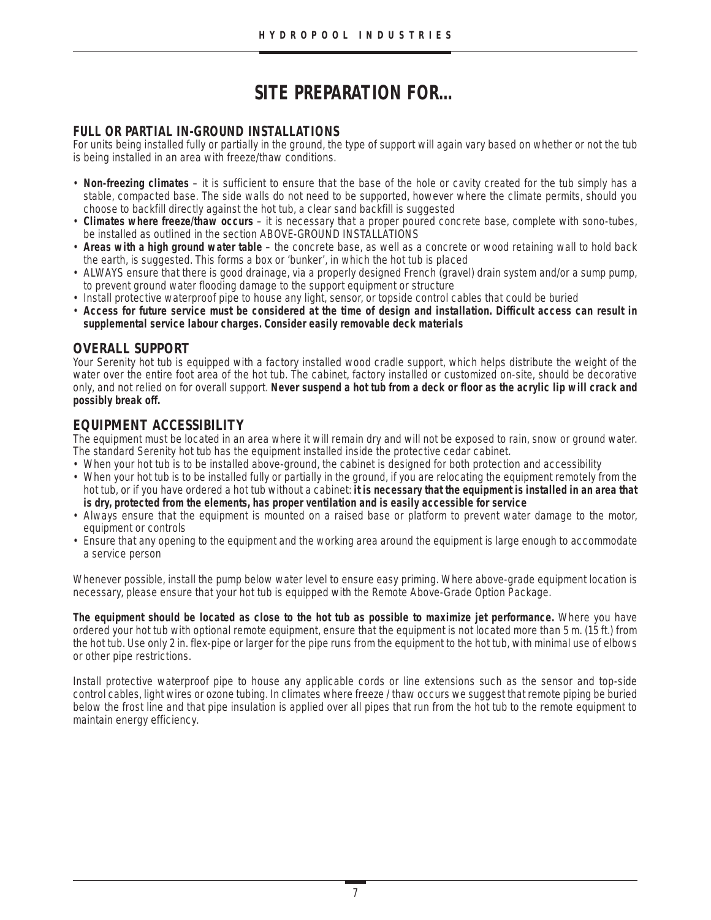# SITE PREPARATION FOR...

## FULL OR PARTIAL IN-GROUND INSTALLATIONS

For units being installed fully or partially in the ground, the type of support will again vary based on whether or not the tub is being installed in an area with freeze/thaw conditions.

- **Non-freezing climates** – it is sufficient to ensure that the base of the hole or cavity created for the tub simply has a stable, compacted base. The side walls do not need to be supported, however where the climate permits, should you choose to backfill directly against the hot tub, a clear sand backfill is suggested
- **Climates where freeze/thaw occurs** – it is necessary that a proper poured concrete base, complete with sono-tubes, be installed as outlined in the section ABOVE-GROUND INSTALLATIONS
- **Areas with a high ground water table** – the concrete base, as well as a concrete or wood retaining wall to hold back the earth, is suggested. This forms a box or 'bunker', in which the hot tub is placed
- ALWAYS ensure that there is good drainage, via a properly designed French (gravel) drain system and/or a sump pump, to prevent ground water flooding damage to the support equipment or structure
- Install protective waterproof pipe to house any light, sensor, or topside control cables that could be buried
- **Access for future service must be considered at the time of design and installation. Difficult access can result in supplemental service labour charges. Consider easily removable deck materials**

## OVERALL SUPPORT

Your Serenity hot tub is equipped with a factory installed wood cradle support, which helps distribute the weight of the water over the entire foot area of the hot tub. The cabinet, factory installed or customized on-site, should be decorative only, and not relied on for overall support. **Never suspend a hot tub from a deck or floor as the acrylic lip will crack and possibly break off.**

## EQUIPMENT ACCESSIBILITY

The equipment must be located in an area where it will remain dry and will not be exposed to rain, snow or ground water. The standard Serenity hot tub has the equipment installed inside the protective cedar cabinet.

- When your hot tub is to be installed above-ground, the cabinet is designed for both protection and accessibility
- When your hot tub is to be installed fully or partially in the ground, if you are relocating the equipment remotely from the hot tub, or if you have ordered a hot tub without a cabinet: **it is necessary that the equipment is installed in an area that is dry, protected from the elements, has proper ventilation and is easily accessible for service**
- Always ensure that the equipment is mounted on a raised base or platform to prevent water damage to the motor, equipment or controls
- Ensure that any opening to the equipment and the working area around the equipment is large enough to accommodate a service person

Whenever possible, install the pump below water level to ensure easy priming. Where above-grade equipment location is necessary, please ensure that your hot tub is equipped with the Remote Above-Grade Option Package.

**The equipment should be located as close to the hot tub as possible to maximize jet performance.** Where you have ordered your hot tub with optional remote equipment, ensure that the equipment is not located more than 5 m. (15 ft.) from the hot tub. Use only 2 in. flex-pipe or larger for the pipe runs from the equipment to the hot tub, with minimal use of elbows or other pipe restrictions.

Install protective waterproof pipe to house any applicable cords or line extensions such as the sensor and top-side control cables, light wires or ozone tubing. In climates where freeze / thaw occurs we suggest that remote piping be buried below the frost line and that pipe insulation is applied over all pipes that run from the hot tub to the remote equipment to maintain energy efficiency.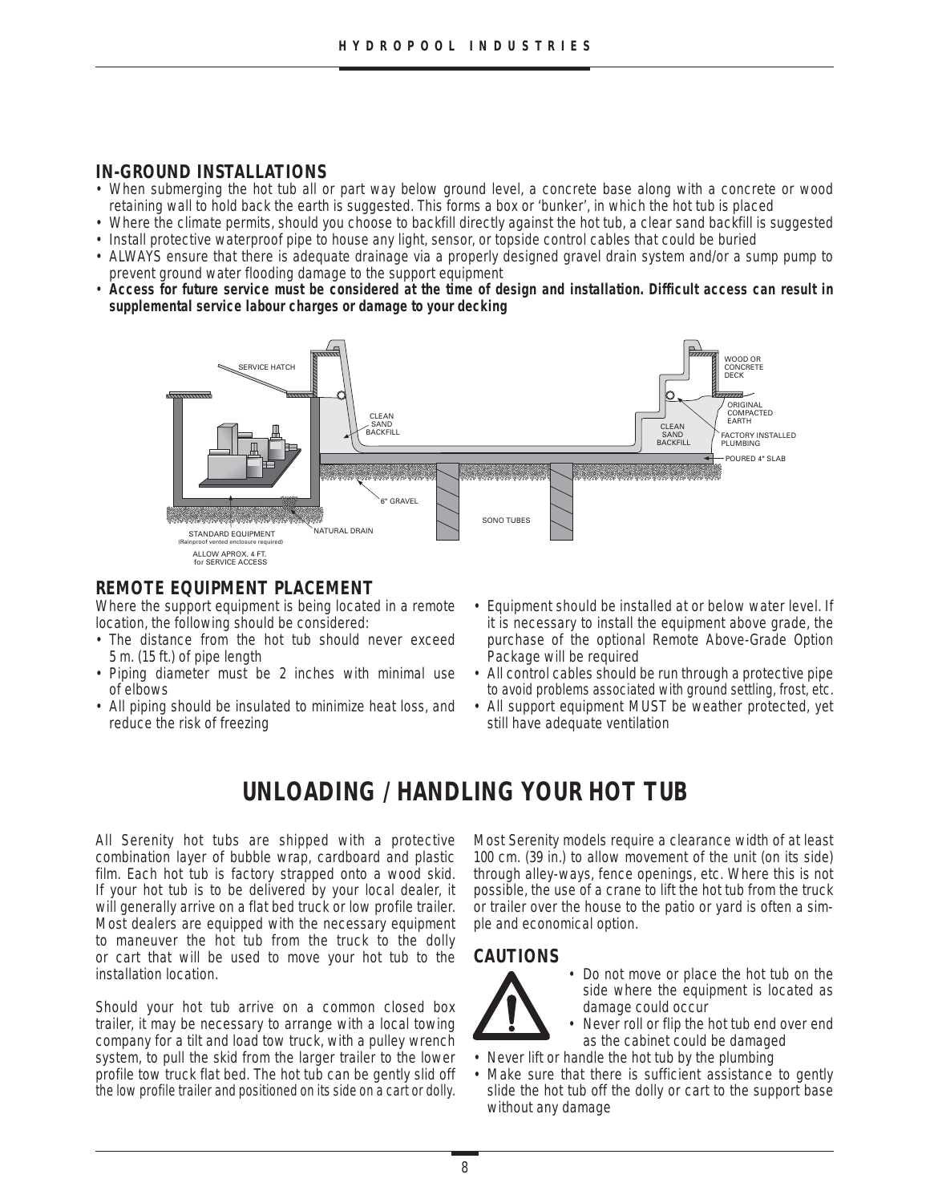## IN-GROUND INSTALLATIONS

- When submerging the hot tub all or part way below ground level, a concrete base along with a concrete or wood retaining wall to hold back the earth is suggested. This forms a box or 'bunker', in which the hot tub is placed
- Where the climate permits, should you choose to backfill directly against the hot tub, a clear sand backfill is suggested
- Install protective waterproof pipe to house any light, sensor, or topside control cables that could be buried
- ALWAYS ensure that there is adequate drainage via a properly designed gravel drain system and/or a sump pump to prevent ground water flooding damage to the support equipment
- **Access for future service must be considered at the time of design and installation. Difficult access can result in supplemental service labour charges or damage to your decking**

SERVICE HATCH
CLEAN SAND BACKFILL
WOOD OR CONCRETE DECK
ORIGINAL COMPACTED EARTH
CLEAN SAND BACKFILL
FACTORY INSTALLED PLUMBING
POURED 4" SLAB
6" GRAVEL
SONO TUBES
NATURAL DRAIN
STANDARD EQUIPMENT (Rainproof vented enclosure required)
ALLOW APROX. 4 FT. for SERVICE ACCESS

## REMOTE EQUIPMENT PLACEMENT

Where the support equipment is being located in a remote location, the following should be considered:

- The distance from the hot tub should never exceed 5 m. (15 ft.) of pipe length
- Piping diameter must be 2 inches with minimal use of elbows
- All piping should be insulated to minimize heat loss, and reduce the risk of freezing
- Equipment should be installed at or below water level. If it is necessary to install the equipment above grade, the purchase of the optional Remote Above-Grade Option Package will be required
- All control cables should be run through a protective pipe to avoid problems associated with ground settling, frost, etc.
- All support equipment MUST be weather protected, yet still have adequate ventilation

# UNLOADING / HANDLING YOUR HOT TUB

All Serenity hot tubs are shipped with a protective combination layer of bubble wrap, cardboard and plastic film. Each hot tub is factory strapped onto a wood skid. If your hot tub is to be delivered by your local dealer, it will generally arrive on a flat bed truck or low profile trailer. Most dealers are equipped with the necessary equipment to maneuver the hot tub from the truck to the dolly or cart that will be used to move your hot tub to the installation location.

Should your hot tub arrive on a common closed box trailer, it may be necessary to arrange with a local towing company for a tilt and load tow truck, with a pulley wrench system, to pull the skid from the larger trailer to the lower profile tow truck flat bed. The hot tub can be gently slid off the low profile trailer and positioned on its side on a cart or dolly.

Most Serenity models require a clearance width of at least 100 cm. (39 in.) to allow movement of the unit (on its side) through alley-ways, fence openings, etc. Where this is not possible, the use of a crane to lift the hot tub from the truck or trailer over the house to the patio or yard is often a simple and economical option.

## CAUTIONS

- Do not move or place the hot tub on the side where the equipment is located as damage could occur
- Never roll or flip the hot tub end over end as the cabinet could be damaged
- Never lift or handle the hot tub by the plumbing
- Make sure that there is sufficient assistance to gently slide the hot tub off the dolly or cart to the support base without any damage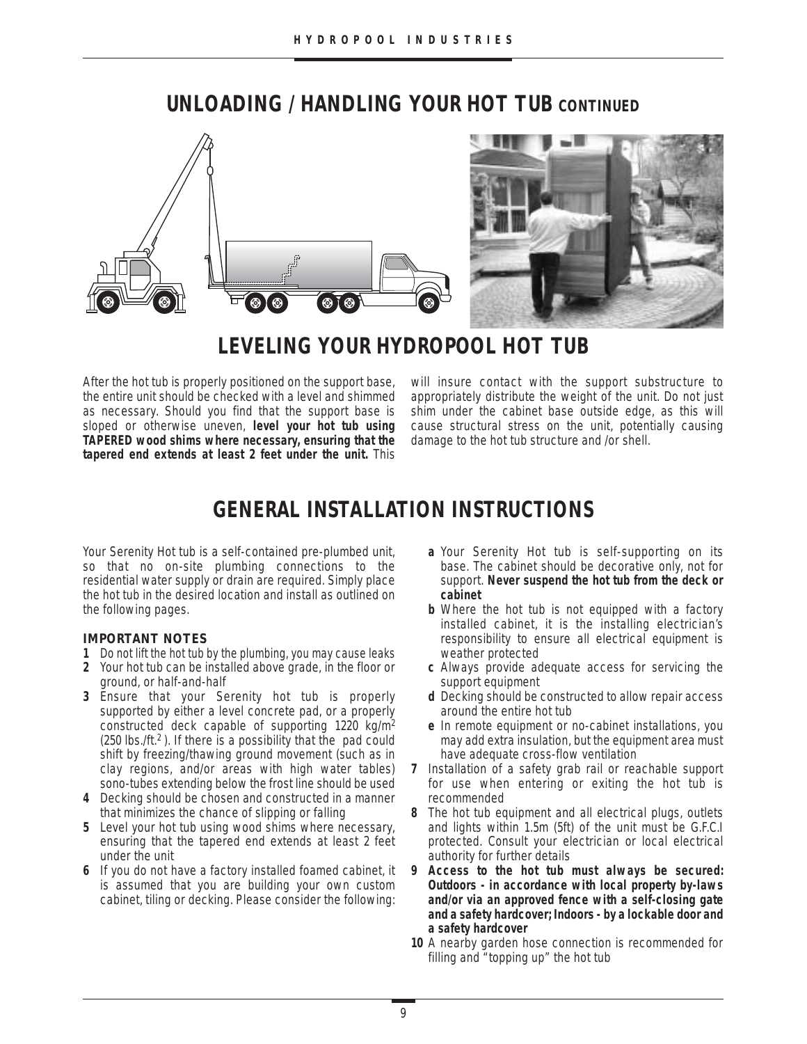## UNLOADING / HANDLING YOUR HOT TUB CONTINUED

## LEVELING YOUR HYDROPOOL HOT TUB

After the hot tub is properly positioned on the support base, the entire unit should be checked with a level and shimmed as necessary. Should you find that the support base is sloped or otherwise uneven, **level your hot tub using TAPERED wood shims where necessary, ensuring that the tapered end extends at least 2 feet under the unit.** This will insure contact with the support substructure to appropriately distribute the weight of the unit. Do not just shim under the cabinet base outside edge, as this will cause structural stress on the unit, potentially causing damage to the hot tub structure and /or shell.

## GENERAL INSTALLATION INSTRUCTIONS

Your Serenity Hot tub is a self-contained pre-plumbed unit, so that no on-site plumbing connections to the residential water supply or drain are required. Simply place the hot tub in the desired location and install as outlined on the following pages.

**IMPORTANT NOTES**

1. Do not lift the hot tub by the plumbing, you may cause leaks
2. Your hot tub can be installed above grade, in the floor or ground, or half-and-half
3. Ensure that your Serenity hot tub is properly supported by either a level concrete pad, or a properly constructed deck capable of supporting 1220 kg/m$^2$ (250 lbs./ft.$^2$ ). If there is a possibility that the pad could shift by freezing/thawing ground movement (such as in clay regions, and/or areas with high water tables) sono-tubes extending below the frost line should be used
4. Decking should be chosen and constructed in a manner that minimizes the chance of slipping or falling
5. Level your hot tub using wood shims where necessary, ensuring that the tapered end extends at least 2 feet under the unit
6. If you do not have a factory installed foamed cabinet, it is assumed that you are building your own custom cabinet, tiling or decking. Please consider the following:
   - **a** Your Serenity Hot tub is self-supporting on its base. The cabinet should be decorative only, not for support. **Never suspend the hot tub from the deck or cabinet**
   - **b** Where the hot tub is not equipped with a factory installed cabinet, it is the installing electrician's responsibility to ensure all electrical equipment is weather protected
   - **c** Always provide adequate access for servicing the support equipment
   - **d** Decking should be constructed to allow repair access around the entire hot tub
   - **e** In remote equipment or no-cabinet installations, you may add extra insulation, but the equipment area must have adequate cross-flow ventilation
7. Installation of a safety grab rail or reachable support for use when entering or exiting the hot tub is recommended
8. The hot tub equipment and all electrical plugs, outlets and lights within 1.5m (5ft) of the unit must be G.F.C.I protected. Consult your electrician or local electrical authority for further details
9. **Access to the hot tub must always be secured: Outdoors - in accordance with local property by-laws and/or via an approved fence with a self-closing gate and a safety hardcover; Indoors - by a lockable door and a safety hardcover**
10. A nearby garden hose connection is recommended for filling and "topping up" the hot tub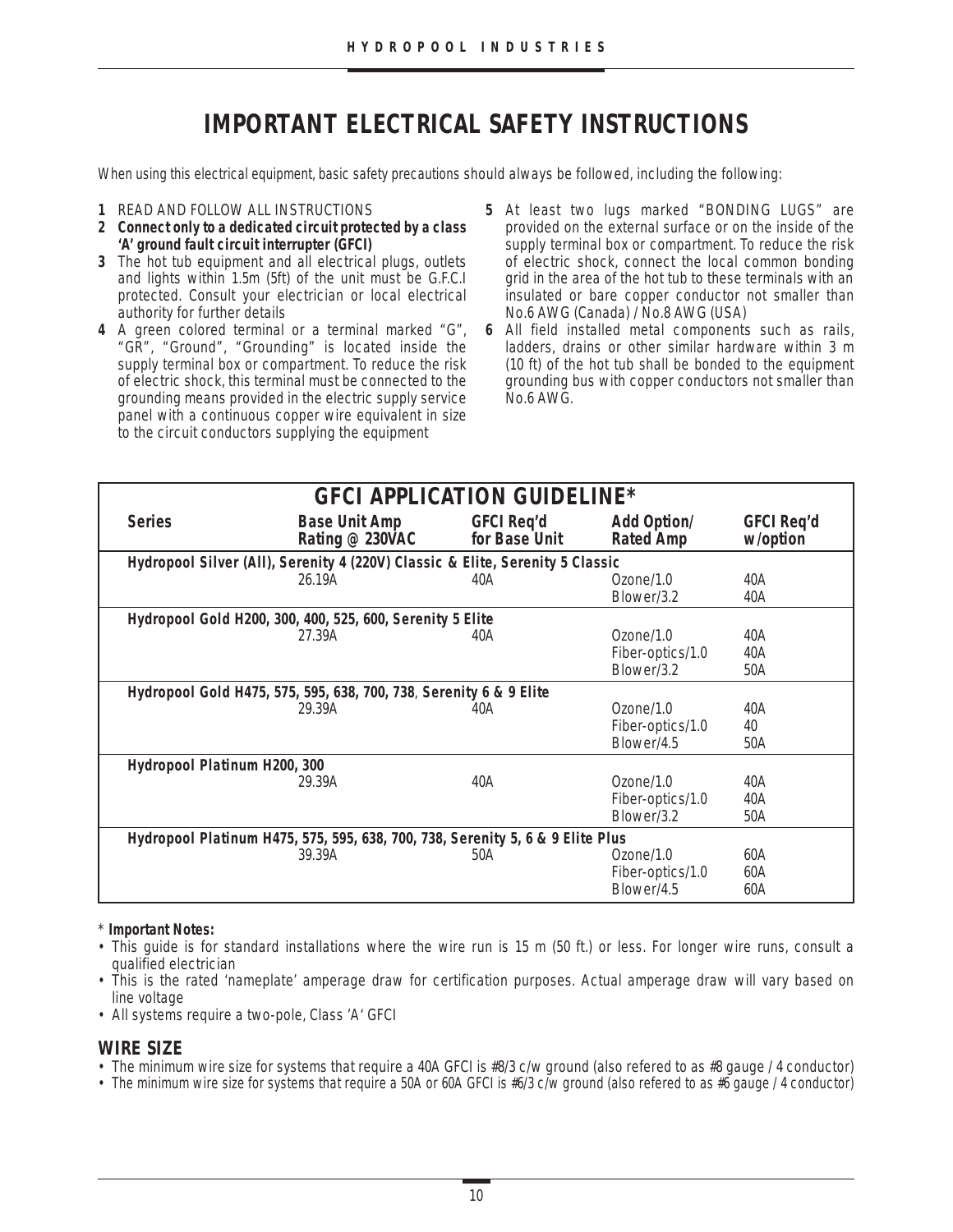# IMPORTANT ELECTRICAL SAFETY INSTRUCTIONS

When using this electrical equipment, basic safety precautions should always be followed, including the following:

1. READ AND FOLLOW ALL INSTRUCTIONS
2. **Connect only to a dedicated circuit protected by a class 'A' ground fault circuit interrupter (GFCI)**
3. The hot tub equipment and all electrical plugs, outlets and lights within 1.5m (5ft) of the unit must be G.F.C.I protected. Consult your electrician or local electrical authority for further details
4. A green colored terminal or a terminal marked "G", "GR", "Ground", "Grounding" is located inside the supply terminal box or compartment. To reduce the risk of electric shock, this terminal must be connected to the grounding means provided in the electric supply service panel with a continuous copper wire equivalent in size to the circuit conductors supplying the equipment
5. At least two lugs marked "BONDING LUGS" are provided on the external surface or on the inside of the supply terminal box or compartment. To reduce the risk of electric shock, connect the local common bonding grid in the area of the hot tub to these terminals with an insulated or bare copper conductor not smaller than No.6 AWG (Canada) / No.8 AWG (USA)
6. All field installed metal components such as rails, ladders, drains or other similar hardware within 3 m (10 ft) of the hot tub shall be bonded to the equipment grounding bus with copper conductors not smaller than No.6 AWG.

## GFCI APPLICATION GUIDELINE*

| Series | Base Unit Amp Rating @ 230VAC | GFCI Req'd for Base Unit | Add Option/ Rated Amp | GFCI Req'd w/option |
|---|---|---|---|---|
| **Hydropool Silver (All), Serenity 4 (220V) Classic & Elite, Serenity 5 Classic** | | | | |
| | 26.19A | 40A | Ozone/1.0 | 40A |
| | | | Blower/3.2 | 40A |
| **Hydropool Gold H200, 300, 400, 525, 600, Serenity 5 Elite** | | | | |
| | 27.39A | 40A | Ozone/1.0 | 40A |
| | | | Fiber-optics/1.0 | 40A |
| | | | Blower/3.2 | 50A |
| **Hydropool Gold H475, 575, 595, 638, 700, 738, Serenity 6 & 9 Elite** | | | | |
| | 29.39A | 40A | Ozone/1.0 | 40A |
| | | | Fiber-optics/1.0 | 40 |
| | | | Blower/4.5 | 50A |
| **Hydropool Platinum H200, 300** | | | | |
| | 29.39A | 40A | Ozone/1.0 | 40A |
| | | | Fiber-optics/1.0 | 40A |
| | | | Blower/3.2 | 50A |
| **Hydropool Platinum H475, 575, 595, 638, 700, 738, Serenity 5, 6 & 9 Elite Plus** | | | | |
| | 39.39A | 50A | Ozone/1.0 | 60A |
| | | | Fiber-optics/1.0 | 60A |
| | | | Blower/4.5 | 60A |

\* **Important Notes:**

- This guide is for standard installations where the wire run is 15 m (50 ft.) or less. For longer wire runs, consult a qualified electrician
- This is the rated 'nameplate' amperage draw for certification purposes. Actual amperage draw will vary based on line voltage
- All systems require a two-pole, Class 'A' GFCI

## WIRE SIZE

- The minimum wire size for systems that require a 40A GFCI is #8/3 c/w ground (also refered to as #8 gauge / 4 conductor)
- The minimum wire size for systems that require a 50A or 60A GFCI is #6/3 c/w ground (also refered to as #6 gauge / 4 conductor)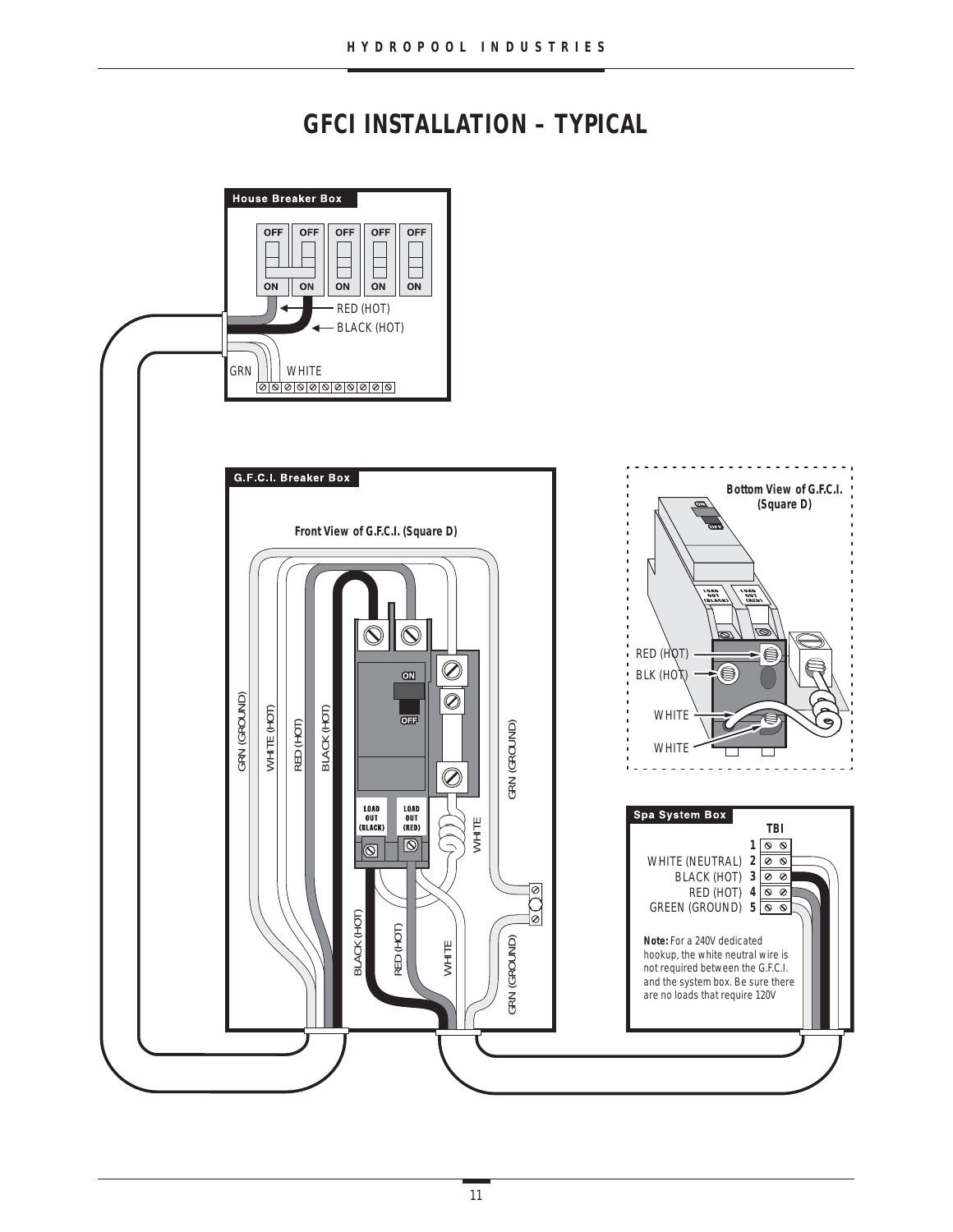# GFCI INSTALLATION – TYPICAL

House Breaker Box

OFF OFF OFF OFF OFF

ON ON ON ON ON

RED (HOT)

BLACK (HOT)

GRN WHITE

G.F.C.I. Breaker Box

Front View of G.F.C.I. (Square D)

GRN (GROUND) WHITE (HOT) RED (HOT) BLACK (HOT)

ON OFF

LOAD OUT (BLACK) LOAD OUT (RED)

WHITE GRN (GROUND)

BLACK (HOT) RED (HOT) WHITE GRN (GROUND)

Bottom View of G.F.C.I. (Square D)

RED (HOT)

BLK (HOT)

WHITE

WHITE

Spa System Box

TBI

1

WHITE (NEUTRAL) 2

BLACK (HOT) 3

RED (HOT) 4

GREEN (GROUND) 5

**Note:** For a 240V dedicated hookup, the white neutral wire is not required between the G.F.C.I. and the system box. Be sure there are no loads that require 120V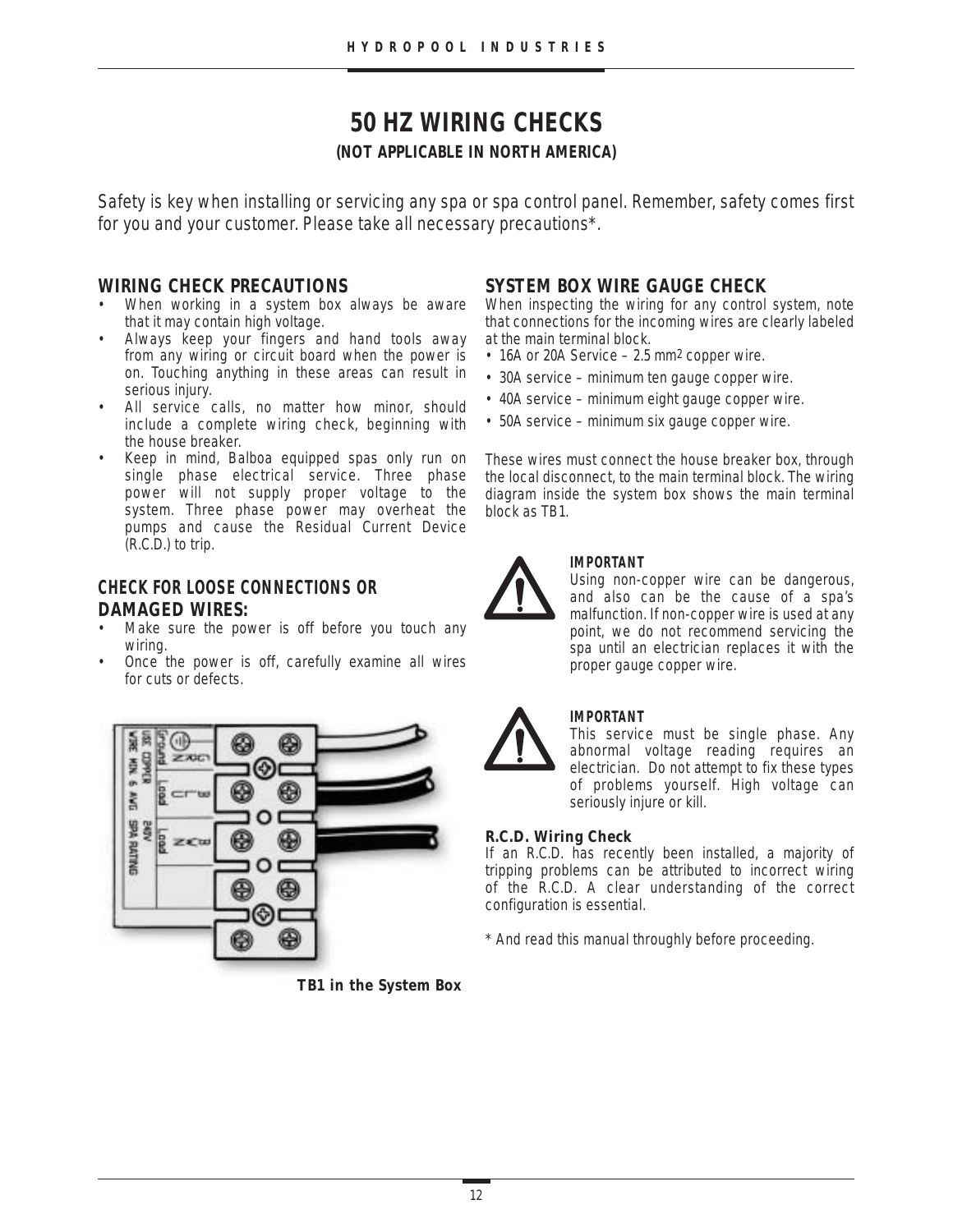# 50 HZ WIRING CHECKS

**(NOT APPLICABLE IN NORTH AMERICA)**

Safety is key when installing or servicing any spa or spa control panel. Remember, safety comes first for you and your customer. Please take all necessary precautions*.

## WIRING CHECK PRECAUTIONS

- When working in a system box always be aware that it may contain high voltage.
- Always keep your fingers and hand tools away from any wiring or circuit board when the power is on. Touching anything in these areas can result in serious injury.
- All service calls, no matter how minor, should include a complete wiring check, beginning with the house breaker.
- Keep in mind, Balboa equipped spas only run on single phase electrical service. Three phase power will not supply proper voltage to the system. Three phase power may overheat the pumps and cause the Residual Current Device (R.C.D.) to trip.

## CHECK FOR LOOSE CONNECTIONS OR DAMAGED WIRES:

- Make sure the power is off before you touch any wiring.
- Once the power is off, carefully examine all wires for cuts or defects.

**TB1 in the System Box**

## SYSTEM BOX WIRE GAUGE CHECK

When inspecting the wiring for any control system, note that connections for the incoming wires are clearly labeled at the main terminal block.

- 16A or 20A Service – 2.5 $mm^2$ copper wire.
- 30A service – minimum ten gauge copper wire.
- 40A service – minimum eight gauge copper wire.
- 50A service – minimum six gauge copper wire.

These wires must connect the house breaker box, through the local disconnect, to the main terminal block. The wiring diagram inside the system box shows the main terminal block as TB1.

**IMPORTANT**
Using non-copper wire can be dangerous, and also can be the cause of a spa's malfunction. If non-copper wire is used at any point, we do not recommend servicing the spa until an electrician replaces it with the proper gauge copper wire.

**IMPORTANT**
This service must be single phase. Any abnormal voltage reading requires an electrician. Do not attempt to fix these types of problems yourself. High voltage can seriously injure or kill.

### R.C.D. Wiring Check

If an R.C.D. has recently been installed, a majority of tripping problems can be attributed to incorrect wiring of the R.C.D. A clear understanding of the correct configuration is essential.

\* And read this manual throughly before proceeding.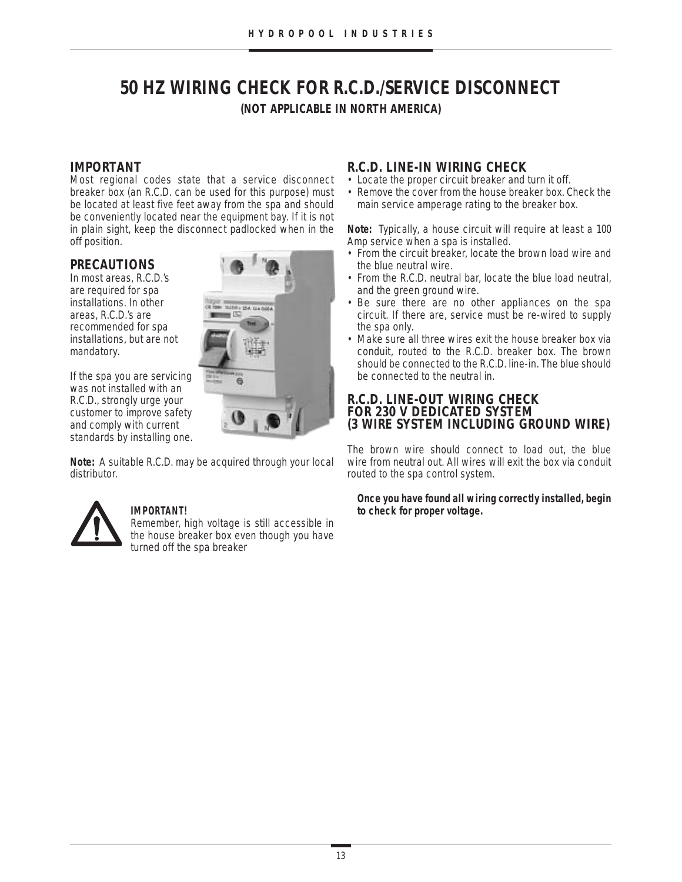# 50 HZ WIRING CHECK FOR R.C.D./SERVICE DISCONNECT

**(NOT APPLICABLE IN NORTH AMERICA)**

## IMPORTANT

Most regional codes state that a service disconnect breaker box (an R.C.D. can be used for this purpose) must be located at least five feet away from the spa and should be conveniently located near the equipment bay. If it is not in plain sight, keep the disconnect padlocked when in the off position.

## PRECAUTIONS

In most areas, R.C.D.'s are required for spa installations. In other areas, R.C.D.'s are recommended for spa installations, but are not mandatory.

If the spa you are servicing was not installed with an R.C.D., strongly urge your customer to improve safety and comply with current standards by installing one.

**Note:** A suitable R.C.D. may be acquired through your local distributor.

**IMPORTANT!**
Remember, high voltage is still accessible in the house breaker box even though you have turned off the spa breaker

## R.C.D. LINE-IN WIRING CHECK

- Locate the proper circuit breaker and turn it off.
- Remove the cover from the house breaker box. Check the main service amperage rating to the breaker box.

**Note:** Typically, a house circuit will require at least a 100 Amp service when a spa is installed.

- From the circuit breaker, locate the brown load wire and the blue neutral wire.
- From the R.C.D. neutral bar, locate the blue load neutral, and the green ground wire.
- Be sure there are no other appliances on the spa circuit. If there are, service must be re-wired to supply the spa only.
- Make sure all three wires exit the house breaker box via conduit, routed to the R.C.D. breaker box. The brown should be connected to the R.C.D. line-in. The blue should be connected to the neutral in.

## R.C.D. LINE-OUT WIRING CHECK FOR 230 V DEDICATED SYSTEM (3 WIRE SYSTEM INCLUDING GROUND WIRE)

The brown wire should connect to load out, the blue wire from neutral out. All wires will exit the box via conduit routed to the spa control system.

***Once you have found all wiring correctly installed, begin to check for proper voltage.***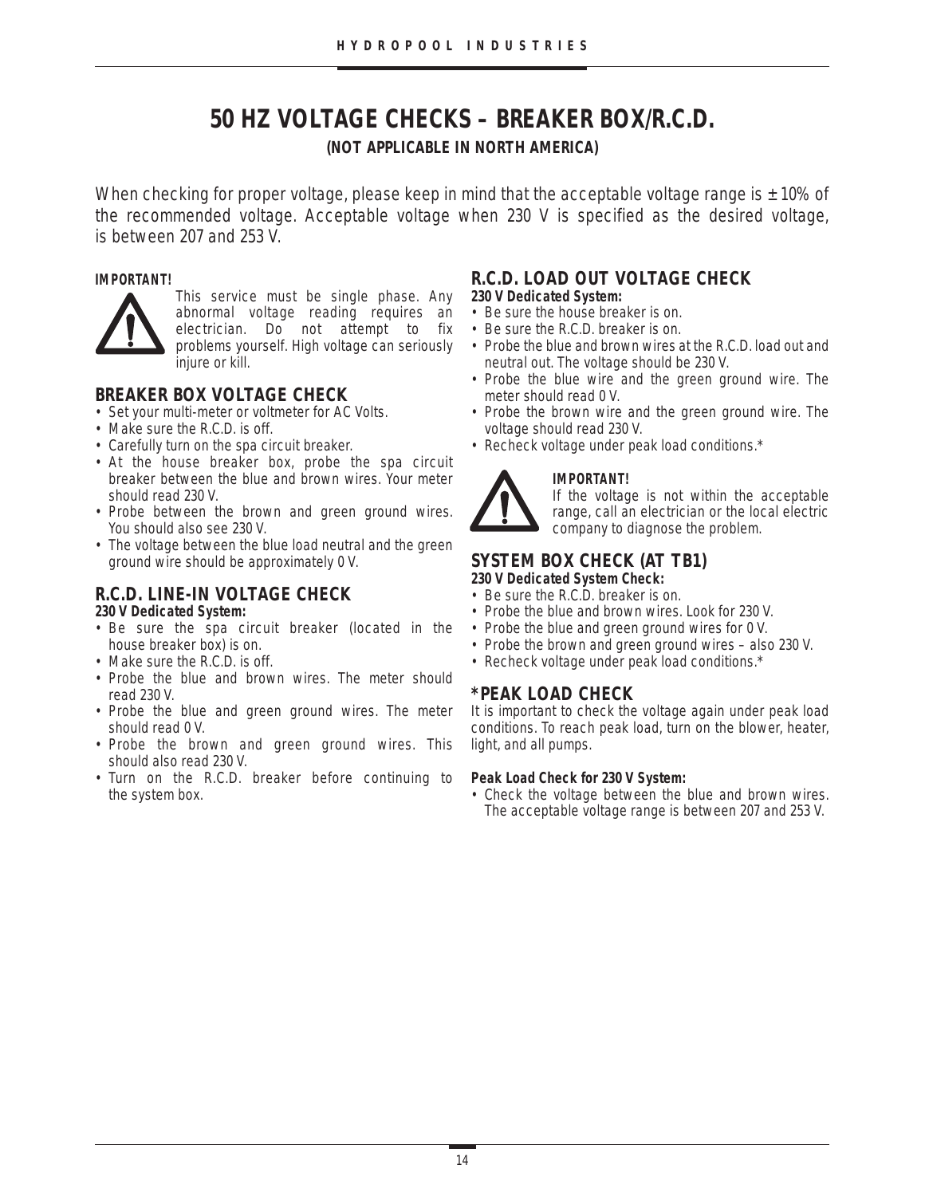# 50 HZ VOLTAGE CHECKS – BREAKER BOX/R.C.D.

**(NOT APPLICABLE IN NORTH AMERICA)**

When checking for proper voltage, please keep in mind that the acceptable voltage range is ± 10% of the recommended voltage. Acceptable voltage when 230 V is specified as the desired voltage, is between 207 and 253 V.

**IMPORTANT!**

This service must be single phase. Any abnormal voltage reading requires an electrician. Do not attempt to fix problems yourself. High voltage can seriously injure or kill.

## BREAKER BOX VOLTAGE CHECK

- Set your multi-meter or voltmeter for AC Volts.
- Make sure the R.C.D. is off.
- Carefully turn on the spa circuit breaker.
- At the house breaker box, probe the spa circuit breaker between the blue and brown wires. Your meter should read 230 V.
- Probe between the brown and green ground wires. You should also see 230 V.
- The voltage between the blue load neutral and the green ground wire should be approximately 0 V.

## R.C.D. LINE-IN VOLTAGE CHECK

**230 V Dedicated System:**

- Be sure the spa circuit breaker (located in the house breaker box) is on.
- Make sure the R.C.D. is off.
- Probe the blue and brown wires. The meter should read 230 V.
- Probe the blue and green ground wires. The meter should read 0 V.
- Probe the brown and green ground wires. This should also read 230 V.
- Turn on the R.C.D. breaker before continuing to the system box.

## R.C.D. LOAD OUT VOLTAGE CHECK

**230 V Dedicated System:**

- Be sure the house breaker is on.
- Be sure the R.C.D. breaker is on.
- Probe the blue and brown wires at the R.C.D. load out and neutral out. The voltage should be 230 V.
- Probe the blue wire and the green ground wire. The meter should read 0 V.
- Probe the brown wire and the green ground wire. The voltage should read 230 V.
- Recheck voltage under peak load conditions.*

**IMPORTANT!**

If the voltage is not within the acceptable range, call an electrician or the local electric company to diagnose the problem.

## SYSTEM BOX CHECK (AT TB1)

**230 V Dedicated System Check:**

- Be sure the R.C.D. breaker is on.
- Probe the blue and brown wires. Look for 230 V.
- Probe the blue and green ground wires for 0 V.
- Probe the brown and green ground wires – also 230 V.
- Recheck voltage under peak load conditions.*

## *PEAK LOAD CHECK

It is important to check the voltage again under peak load conditions. To reach peak load, turn on the blower, heater, light, and all pumps.

**Peak Load Check for 230 V System:**

- Check the voltage between the blue and brown wires. The acceptable voltage range is between 207 and 253 V.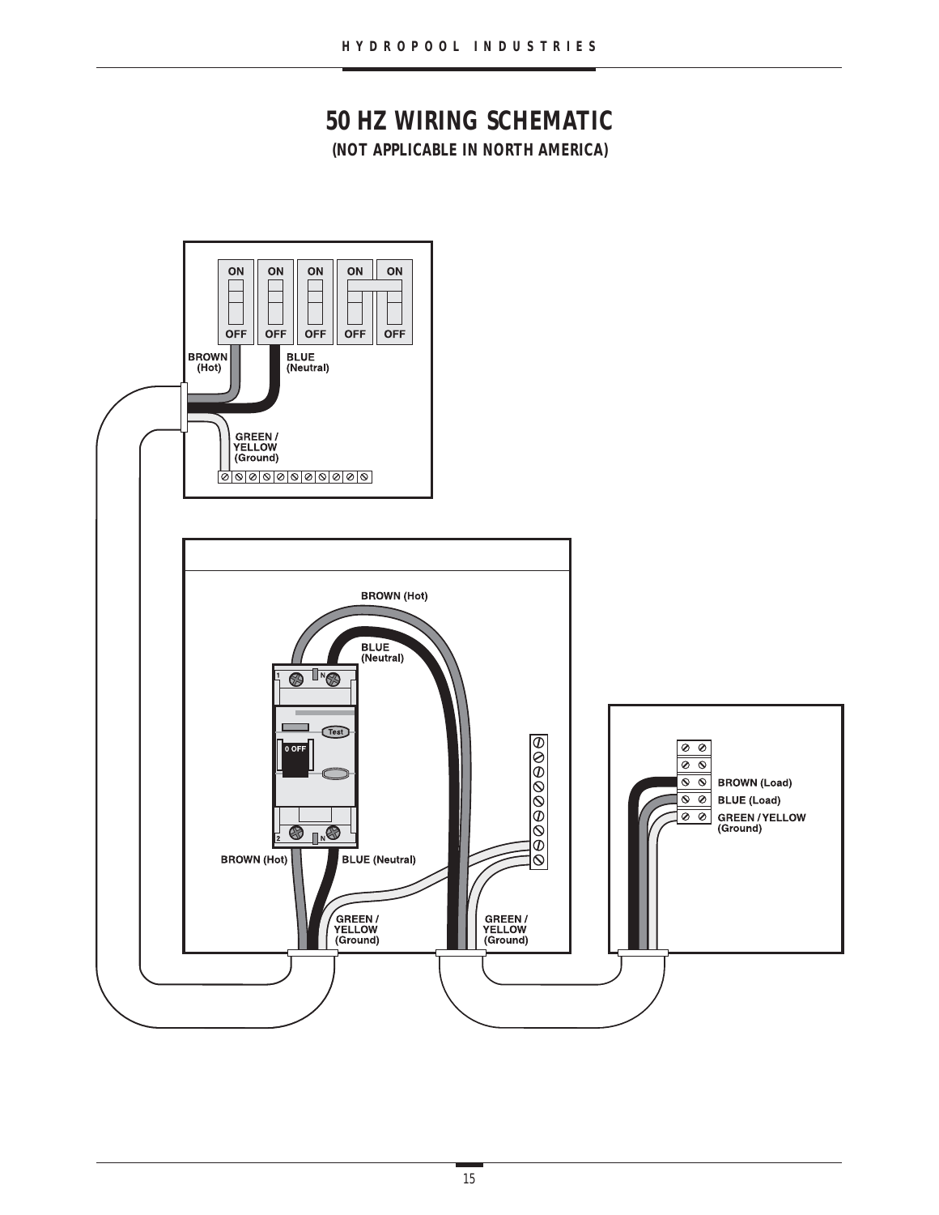# 50 HZ WIRING SCHEMATIC

**(NOT APPLICABLE IN NORTH AMERICA)**

ON ON ON ON ON

OFF OFF OFF OFF OFF

BROWN (Hot)

BLUE (Neutral)

GREEN / YELLOW (Ground)

BROWN (Hot)

BLUE (Neutral)

Test

0 OFF

BROWN (Hot)

BLUE (Neutral)

GREEN / YELLOW (Ground)

GREEN / YELLOW (Ground)

BROWN (Load)

BLUE (Load)

GREEN / YELLOW (Ground)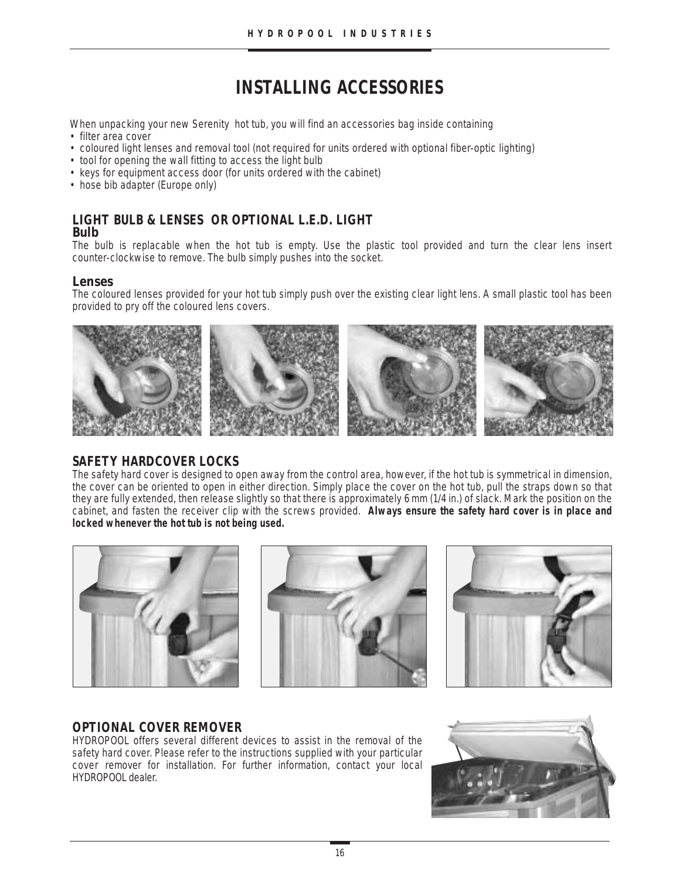# INSTALLING ACCESSORIES

When unpacking your new Serenity hot tub, you will find an accessories bag inside containing

- filter area cover
- coloured light lenses and removal tool (not required for units ordered with optional fiber-optic lighting)
- tool for opening the wall fitting to access the light bulb
- keys for equipment access door (for units ordered with the cabinet)
- hose bib adapter (Europe only)

## LIGHT BULB & LENSES OR OPTIONAL L.E.D. LIGHT

### Bulb

The bulb is replacable when the hot tub is empty. Use the plastic tool provided and turn the clear lens insert counter-clockwise to remove. The bulb simply pushes into the socket.

### Lenses

The coloured lenses provided for your hot tub simply push over the existing clear light lens. A small plastic tool has been provided to pry off the coloured lens covers.

## SAFETY HARDCOVER LOCKS

The safety hard cover is designed to open away from the control area, however, if the hot tub is symmetrical in dimension, the cover can be oriented to open in either direction. Simply place the cover on the hot tub, pull the straps down so that they are fully extended, then release slightly so that there is approximately 6 mm (1/4 in.) of slack. Mark the position on the cabinet, and fasten the receiver clip with the screws provided. **Always ensure the safety hard cover is in place and locked whenever the hot tub is not being used.**

## OPTIONAL COVER REMOVER

HYDROPOOL offers several different devices to assist in the removal of the safety hard cover. Please refer to the instructions supplied with your particular cover remover for installation. For further information, contact your local HYDROPOOL dealer.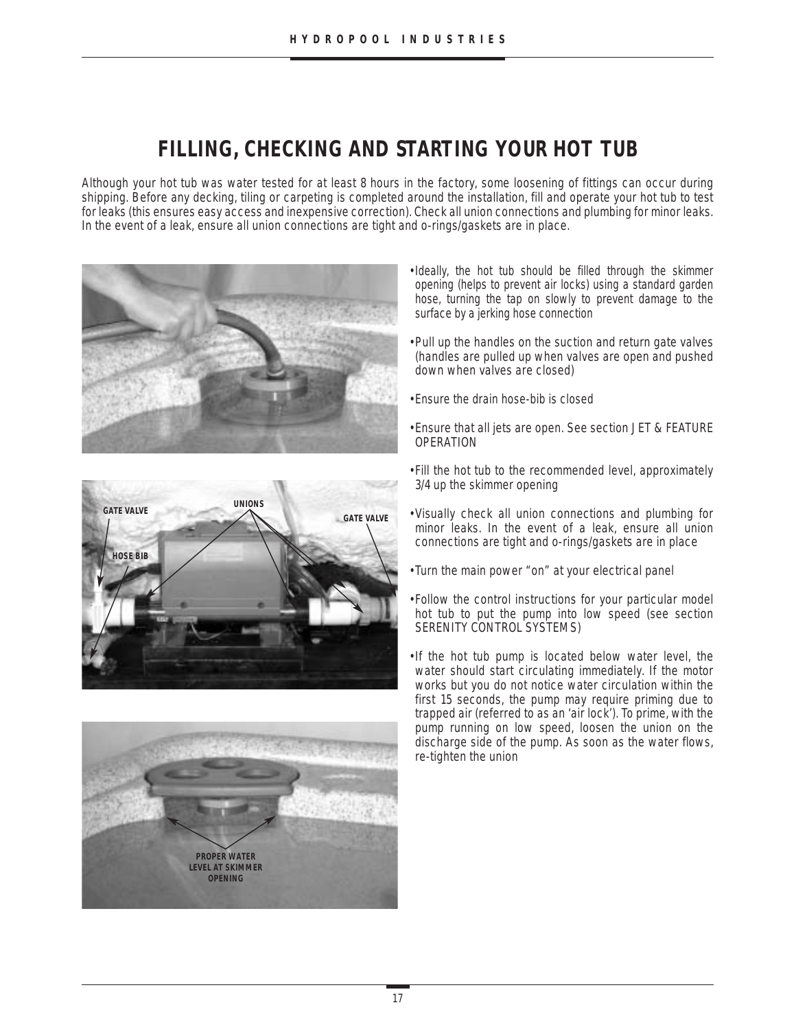# FILLING, CHECKING AND STARTING YOUR HOT TUB

Although your hot tub was water tested for at least 8 hours in the factory, some loosening of fittings can occur during shipping. Before any decking, tiling or carpeting is completed around the installation, fill and operate your hot tub to test for leaks (this ensures easy access and inexpensive correction). Check all union connections and plumbing for minor leaks. In the event of a leak, ensure all union connections are tight and o-rings/gaskets are in place.

- Ideally, the hot tub should be filled through the skimmer opening (helps to prevent air locks) using a standard garden hose, turning the tap on slowly to prevent damage to the surface by a jerking hose connection
- Pull up the handles on the suction and return gate valves (handles are pulled up when valves are open and pushed down when valves are closed)
- Ensure the drain hose-bib is closed
- Ensure that all jets are open. See section JET & FEATURE OPERATION
- Fill the hot tub to the recommended level, approximately 3/4 up the skimmer opening
- Visually check all union connections and plumbing for minor leaks. In the event of a leak, ensure all union connections are tight and o-rings/gaskets are in place
- Turn the main power "on" at your electrical panel
- Follow the control instructions for your particular model hot tub to put the pump into low speed (see section SERENITY CONTROL SYSTEMS)
- If the hot tub pump is located below water level, the water should start circulating immediately. If the motor works but you do not notice water circulation within the first 15 seconds, the pump may require priming due to trapped air (referred to as an 'air lock'). To prime, with the pump running on low speed, loosen the union on the discharge side of the pump. As soon as the water flows, re-tighten the union

GATE VALVE — UNIONS — GATE VALVE — HOSE BIB

PROPER WATER LEVEL AT SKIMMER OPENING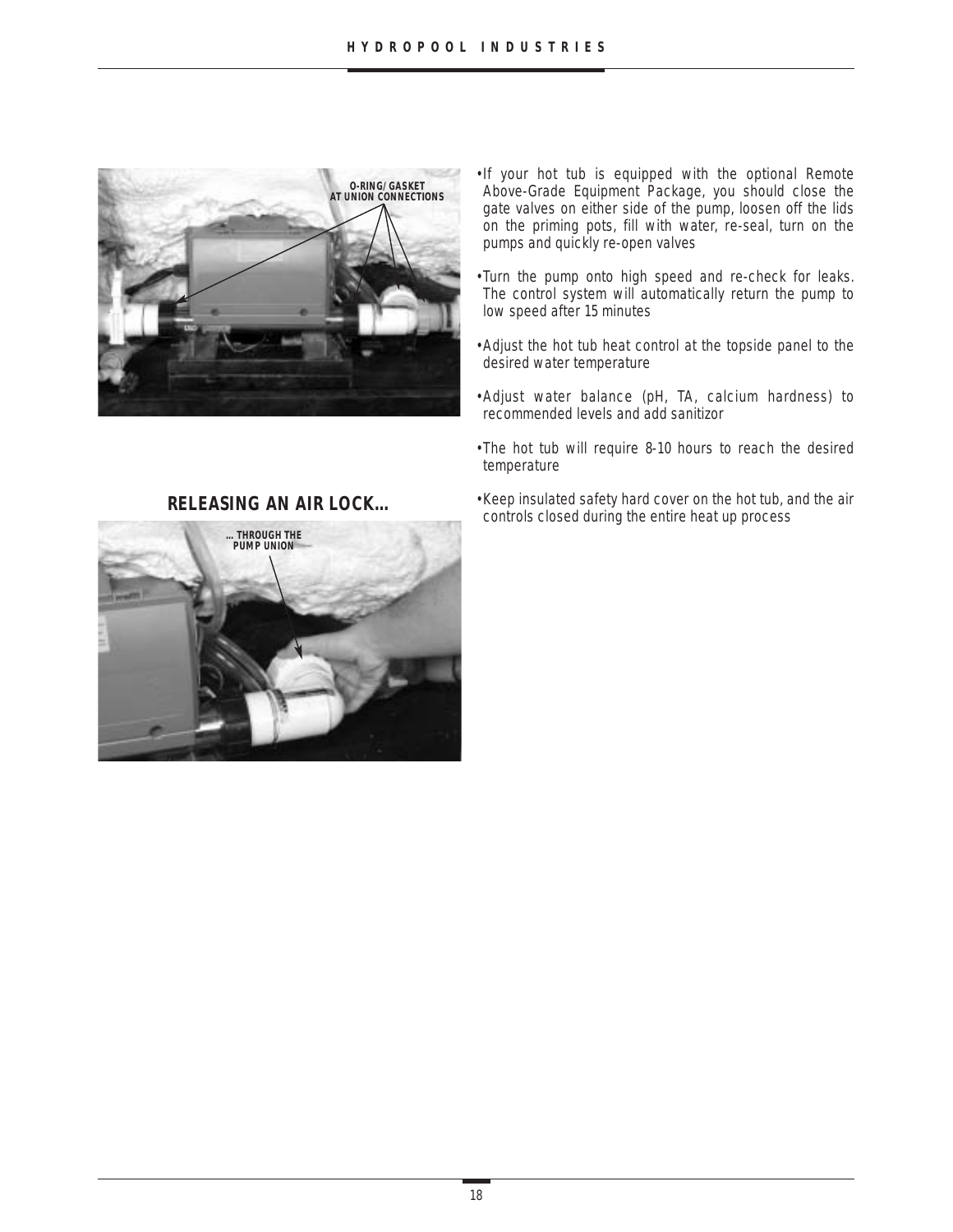O-RING/GASKET AT UNION CONNECTIONS

- If your hot tub is equipped with the optional Remote Above-Grade Equipment Package, you should close the gate valves on either side of the pump, loosen off the lids on the priming pots, fill with water, re-seal, turn on the pumps and quickly re-open valves
- Turn the pump onto high speed and re-check for leaks. The control system will automatically return the pump to low speed after 15 minutes
- Adjust the hot tub heat control at the topside panel to the desired water temperature
- Adjust water balance (pH, TA, calcium hardness) to recommended levels and add sanitizor
- The hot tub will require 8-10 hours to reach the desired temperature
- Keep insulated safety hard cover on the hot tub, and the air controls closed during the entire heat up process

## RELEASING AN AIR LOCK...

... THROUGH THE PUMP UNION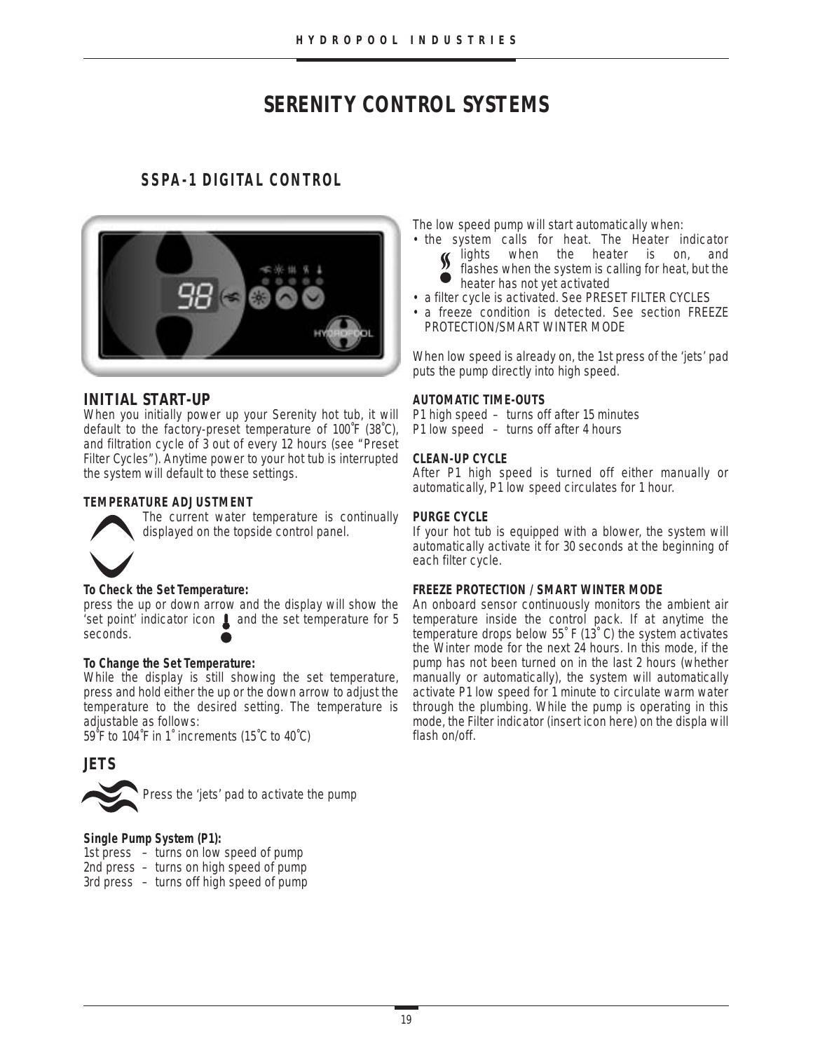# SERENITY CONTROL SYSTEMS

## SSPA-1 DIGITAL CONTROL

### INITIAL START-UP

When you initially power up your Serenity hot tub, it will default to the factory-preset temperature of 100˚F (38˚C), and filtration cycle of 3 out of every 12 hours (see "Preset Filter Cycles"). Anytime power to your hot tub is interrupted the system will default to these settings.

#### TEMPERATURE ADJUSTMENT

The current water temperature is continually displayed on the topside control panel.

**To Check the Set Temperature:**

press the up or down arrow and the display will show the 'set point' indicator icon and the set temperature for 5 seconds.

**To Change the Set Temperature:**

While the display is still showing the set temperature, press and hold either the up or the down arrow to adjust the temperature to the desired setting. The temperature is adjustable as follows:

59˚F to 104˚F in 1˚ increments (15˚C to 40˚C)

### JETS

Press the 'jets' pad to activate the pump

**Single Pump System (P1):**

1st press – turns on low speed of pump
2nd press – turns on high speed of pump
3rd press – turns off high speed of pump

The low speed pump will start automatically when:

- the system calls for heat. The Heater indicator lights when the heater is on, and flashes when the system is calling for heat, but the heater has not yet activated
- a filter cycle is activated. See PRESET FILTER CYCLES
- a freeze condition is detected. See section FREEZE PROTECTION/SMART WINTER MODE

When low speed is already on, the 1st press of the 'jets' pad puts the pump directly into high speed.

#### AUTOMATIC TIME-OUTS

P1 high speed – turns off after 15 minutes
P1 low speed – turns off after 4 hours

#### CLEAN-UP CYCLE

After P1 high speed is turned off either manually or automatically, P1 low speed circulates for 1 hour.

#### PURGE CYCLE

If your hot tub is equipped with a blower, the system will automatically activate it for 30 seconds at the beginning of each filter cycle.

#### FREEZE PROTECTION / SMART WINTER MODE

An onboard sensor continuously monitors the ambient air temperature inside the control pack. If at anytime the temperature drops below 55˚F (13˚C) the system activates the Winter mode for the next 24 hours. In this mode, if the pump has not been turned on in the last 2 hours (whether manually or automatically), the system will automatically activate P1 low speed for 1 minute to circulate warm water through the plumbing. While the pump is operating in this mode, the Filter indicator (insert icon here) on the displa will flash on/off.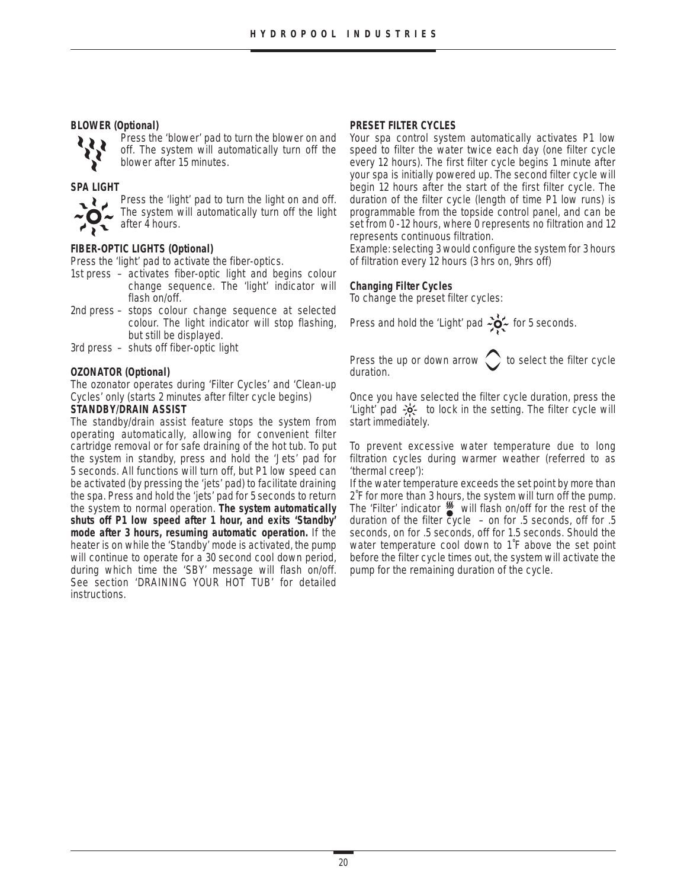**BLOWER (Optional)**

Press the 'blower' pad to turn the blower on and off. The system will automatically turn off the blower after 15 minutes.

**SPA LIGHT**

Press the 'light' pad to turn the light on and off. The system will automatically turn off the light after 4 hours.

**FIBER-OPTIC LIGHTS (Optional)**

Press the 'light' pad to activate the fiber-optics.

- 1st press – activates fiber-optic light and begins colour change sequence. The 'light' indicator will flash on/off.
- 2nd press – stops colour change sequence at selected colour. The light indicator will stop flashing, but still be displayed.
- 3rd press – shuts off fiber-optic light

**OZONATOR (Optional)**

The ozonator operates during 'Filter Cycles' and 'Clean-up Cycles' only (starts 2 minutes after filter cycle begins)

**STANDBY/DRAIN ASSIST**

The standby/drain assist feature stops the system from operating automatically, allowing for convenient filter cartridge removal or for safe draining of the hot tub. To put the system in standby, press and hold the 'Jets' pad for 5 seconds. All functions will turn off, but P1 low speed can be activated (by pressing the 'jets' pad) to facilitate draining the spa. Press and hold the 'jets' pad for 5 seconds to return the system to normal operation. **The system automatically shuts off P1 low speed after 1 hour, and exits 'Standby' mode after 3 hours, resuming automatic operation.** If the heater is on while the 'Standby' mode is activated, the pump will continue to operate for a 30 second cool down period, during which time the 'SBY' message will flash on/off. See section 'DRAINING YOUR HOT TUB' for detailed instructions.

**PRESET FILTER CYCLES**

Your spa control system automatically activates P1 low speed to filter the water twice each day (one filter cycle every 12 hours). The first filter cycle begins 1 minute after your spa is initially powered up. The second filter cycle will begin 12 hours after the start of the first filter cycle. The duration of the filter cycle (length of time P1 low runs) is programmable from the topside control panel, and can be set from 0 -12 hours, where 0 represents no filtration and 12 represents continuous filtration.

Example: selecting 3 would configure the system for 3 hours of filtration every 12 hours (3 hrs on, 9hrs off)

**Changing Filter Cycles**

To change the preset filter cycles:

Press and hold the 'Light' pad for 5 seconds.

Press the up or down arrow to select the filter cycle duration.

Once you have selected the filter cycle duration, press the 'Light' pad to lock in the setting. The filter cycle will start immediately.

To prevent excessive water temperature due to long filtration cycles during warmer weather (referred to as 'thermal creep'):

If the water temperature exceeds the set point by more than 2˚F for more than 3 hours, the system will turn off the pump. The 'Filter' indicator will flash on/off for the rest of the duration of the filter cycle – on for .5 seconds, off for .5 seconds, on for .5 seconds, off for 1.5 seconds. Should the water temperature cool down to 1˚F above the set point before the filter cycle times out, the system will activate the pump for the remaining duration of the cycle.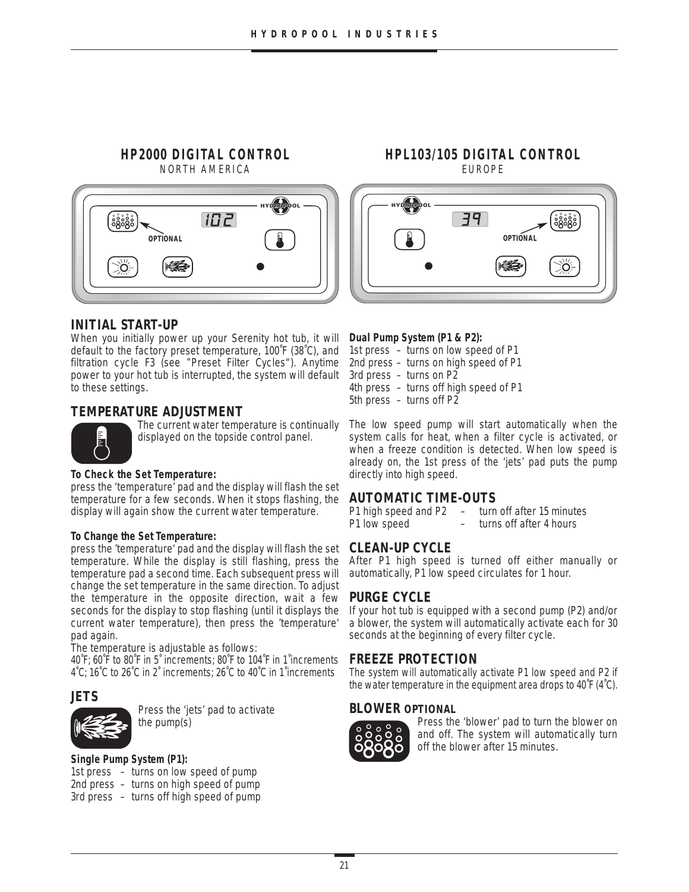## HP2000 DIGITAL CONTROL

NORTH AMERICA

102

OPTIONAL

## HPL103/105 DIGITAL CONTROL

EUROPE

39

OPTIONAL

## INITIAL START-UP

When you initially power up your Serenity hot tub, it will default to the factory preset temperature, 100˚F (38˚C), and filtration cycle F3 (see "Preset Filter Cycles"). Anytime power to your hot tub is interrupted, the system will default to these settings.

## TEMPERATURE ADJUSTMENT

The current water temperature is continually displayed on the topside control panel.

**To Check the Set Temperature:**

press the 'temperature' pad and the display will flash the set temperature for a few seconds. When it stops flashing, the display will again show the current water temperature.

**To Change the Set Temperature:**

press the 'temperature' pad and the display will flash the set temperature. While the display is still flashing, press the temperature pad a second time. Each subsequent press will change the set temperature in the same direction. To adjust the temperature in the opposite direction, wait a few seconds for the display to stop flashing (until it displays the current water temperature), then press the 'temperature' pad again.

The temperature is adjustable as follows:

40˚F; 60˚F to 80˚F in 5˚ increments; 80˚F to 104˚F in 1˚increments
4˚C; 16˚C to 26˚C in 2˚ increments; 26˚C to 40˚C in 1˚increments

## JETS

Press the 'jets' pad to activate the pump(s)

**Single Pump System (P1):**

1st press – turns on low speed of pump
2nd press – turns on high speed of pump
3rd press – turns off high speed of pump

**Dual Pump System (P1 & P2):**

1st press – turns on low speed of P1
2nd press – turns on high speed of P1
3rd press – turns on P2
4th press – turns off high speed of P1
5th press – turns off P2

The low speed pump will start automatically when the system calls for heat, when a filter cycle is activated, or when a freeze condition is detected. When low speed is already on, the 1st press of the 'jets' pad puts the pump directly into high speed.

## AUTOMATIC TIME-OUTS

P1 high speed and P2 – turn off after 15 minutes
P1 low speed – turns off after 4 hours

## CLEAN-UP CYCLE

After P1 high speed is turned off either manually or automatically, P1 low speed circulates for 1 hour.

## PURGE CYCLE

If your hot tub is equipped with a second pump (P2) and/or a blower, the system will automatically activate each for 30 seconds at the beginning of every filter cycle.

## FREEZE PROTECTION

The system will automatically activate P1 low speed and P2 if the water temperature in the equipment area drops to 40˚F (4˚C).

## BLOWER OPTIONAL

Press the 'blower' pad to turn the blower on and off. The system will automatically turn off the blower after 15 minutes.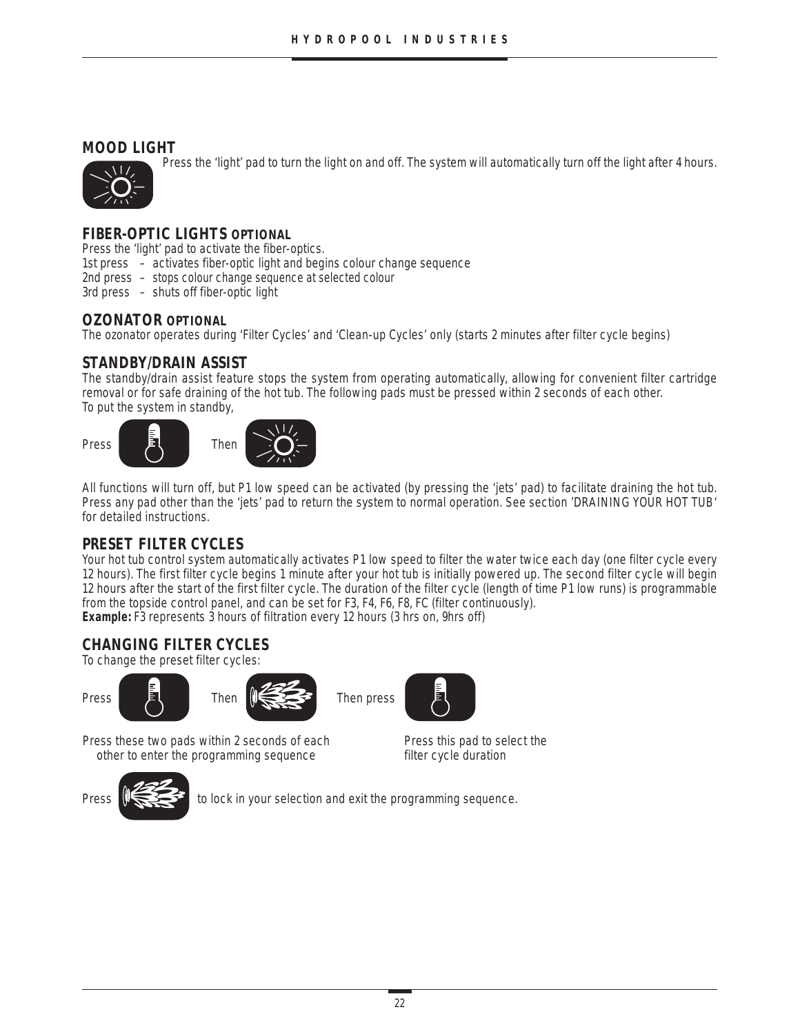## MOOD LIGHT

Press the 'light' pad to turn the light on and off. The system will automatically turn off the light after 4 hours.

## FIBER-OPTIC LIGHTS OPTIONAL

Press the 'light' pad to activate the fiber-optics.

1st press – activates fiber-optic light and begins colour change sequence
2nd press – stops colour change sequence at selected colour
3rd press – shuts off fiber-optic light

## OZONATOR OPTIONAL

The ozonator operates during 'Filter Cycles' and 'Clean-up Cycles' only (starts 2 minutes after filter cycle begins)

## STANDBY/DRAIN ASSIST

The standby/drain assist feature stops the system from operating automatically, allowing for convenient filter cartridge removal or for safe draining of the hot tub. The following pads must be pressed within 2 seconds of each other.
To put the system in standby,

Press Then

All functions will turn off, but P1 low speed can be activated (by pressing the 'jets' pad) to facilitate draining the hot tub. Press any pad other than the 'jets' pad to return the system to normal operation. See section 'DRAINING YOUR HOT TUB' for detailed instructions.

## PRESET FILTER CYCLES

Your hot tub control system automatically activates P1 low speed to filter the water twice each day (one filter cycle every 12 hours). The first filter cycle begins 1 minute after your hot tub is initially powered up. The second filter cycle will begin 12 hours after the start of the first filter cycle. The duration of the filter cycle (length of time P1 low runs) is programmable from the topside control panel, and can be set for F3, F4, F6, F8, FC (filter continuously).
**Example:** F3 represents 3 hours of filtration every 12 hours (3 hrs on, 9hrs off)

## CHANGING FILTER CYCLES

To change the preset filter cycles:

Press Then Then press

Press these two pads within 2 seconds of each other to enter the programming sequence

Press this pad to select the filter cycle duration

Press to lock in your selection and exit the programming sequence.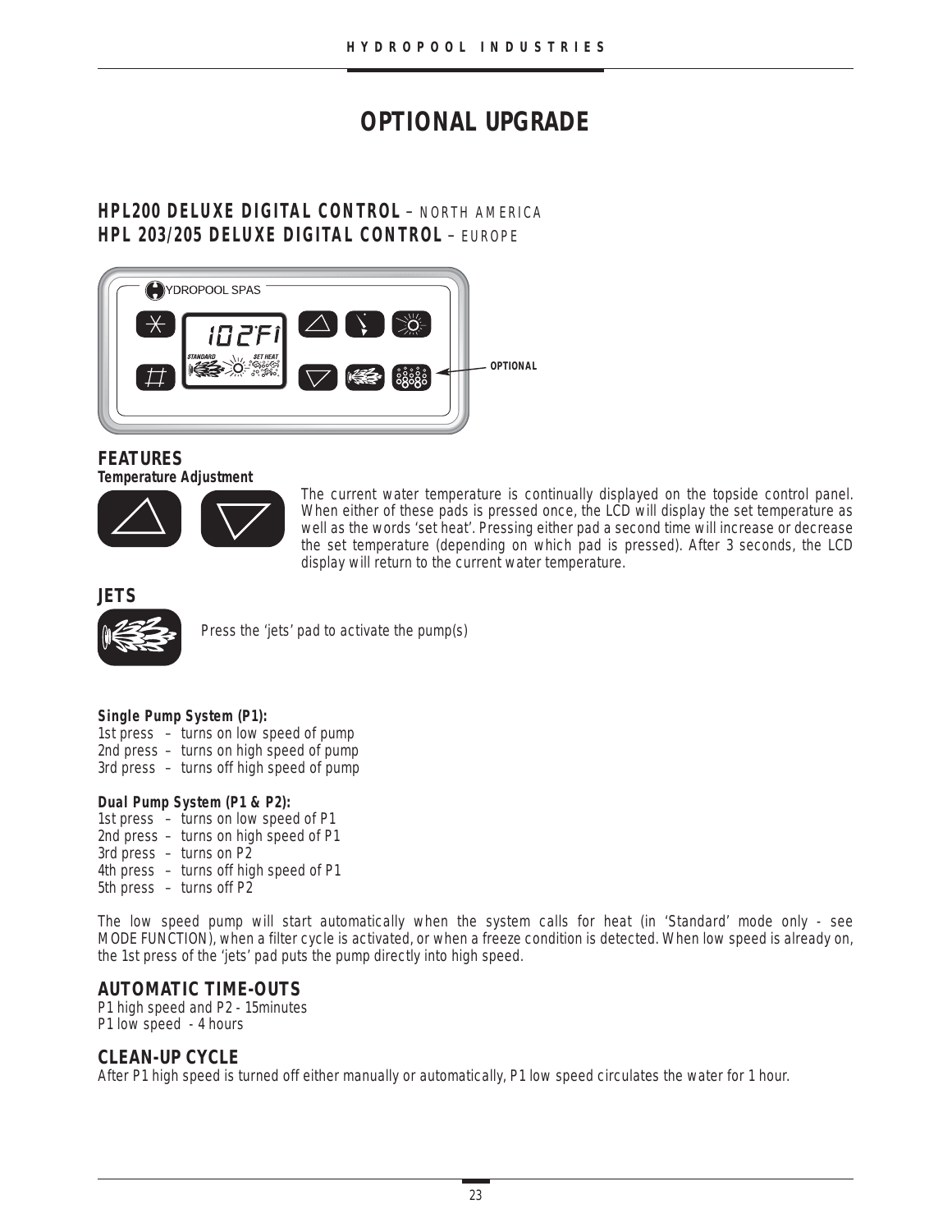# OPTIONAL UPGRADE

## HPL200 DELUXE DIGITAL CONTROL – NORTH AMERICA
## HPL 203/205 DELUXE DIGITAL CONTROL – EUROPE

OPTIONAL

## FEATURES

**Temperature Adjustment**

The current water temperature is continually displayed on the topside control panel. When either of these pads is pressed once, the LCD will display the set temperature as well as the words 'set heat'. Pressing either pad a second time will increase or decrease the set temperature (depending on which pad is pressed). After 3 seconds, the LCD display will return to the current water temperature.

## JETS

Press the 'jets' pad to activate the pump(s)

**Single Pump System (P1):**

1st press – turns on low speed of pump
2nd press – turns on high speed of pump
3rd press – turns off high speed of pump

**Dual Pump System (P1 & P2):**

1st press – turns on low speed of P1
2nd press – turns on high speed of P1
3rd press – turns on P2
4th press – turns off high speed of P1
5th press – turns off P2

The low speed pump will start automatically when the system calls for heat (in 'Standard' mode only - see MODE FUNCTION), when a filter cycle is activated, or when a freeze condition is detected. When low speed is already on, the 1st press of the 'jets' pad puts the pump directly into high speed.

## AUTOMATIC TIME-OUTS

P1 high speed and P2 - 15minutes
P1 low speed - 4 hours

## CLEAN-UP CYCLE

After P1 high speed is turned off either manually or automatically, P1 low speed circulates the water for 1 hour.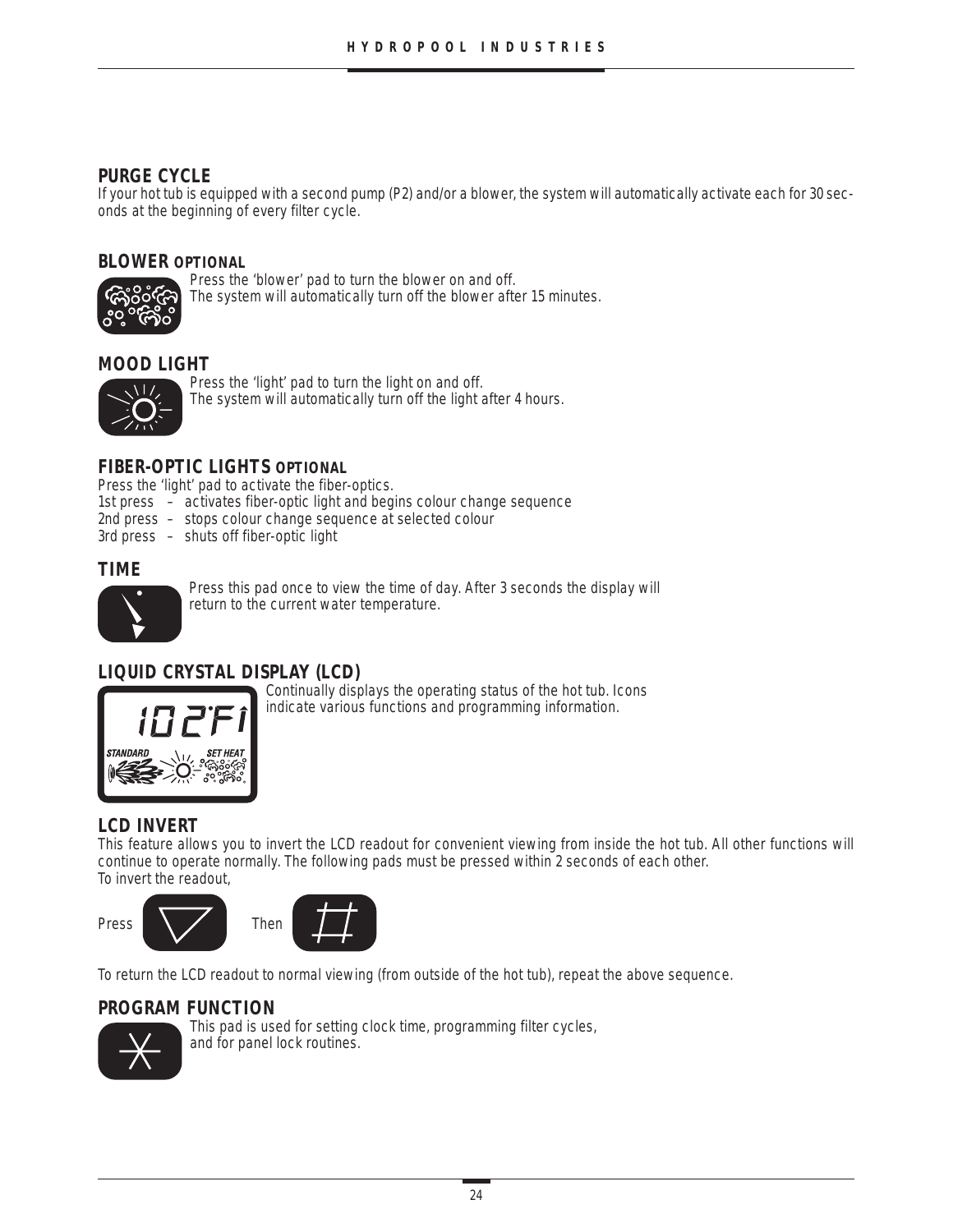## PURGE CYCLE

If your hot tub is equipped with a second pump (P2) and/or a blower, the system will automatically activate each for 30 seconds at the beginning of every filter cycle.

## BLOWER OPTIONAL

Press the 'blower' pad to turn the blower on and off.
The system will automatically turn off the blower after 15 minutes.

## MOOD LIGHT

Press the 'light' pad to turn the light on and off.
The system will automatically turn off the light after 4 hours.

## FIBER-OPTIC LIGHTS OPTIONAL

Press the 'light' pad to activate the fiber-optics.

1st press – activates fiber-optic light and begins colour change sequence
2nd press – stops colour change sequence at selected colour
3rd press – shuts off fiber-optic light

## TIME

Press this pad once to view the time of day. After 3 seconds the display will return to the current water temperature.

## LIQUID CRYSTAL DISPLAY (LCD)

Continually displays the operating status of the hot tub. Icons indicate various functions and programming information.

## LCD INVERT

This feature allows you to invert the LCD readout for convenient viewing from inside the hot tub. All other functions will continue to operate normally. The following pads must be pressed within 2 seconds of each other.
To invert the readout,

Press Then

To return the LCD readout to normal viewing (from outside of the hot tub), repeat the above sequence.

## PROGRAM FUNCTION

This pad is used for setting clock time, programming filter cycles, and for panel lock routines.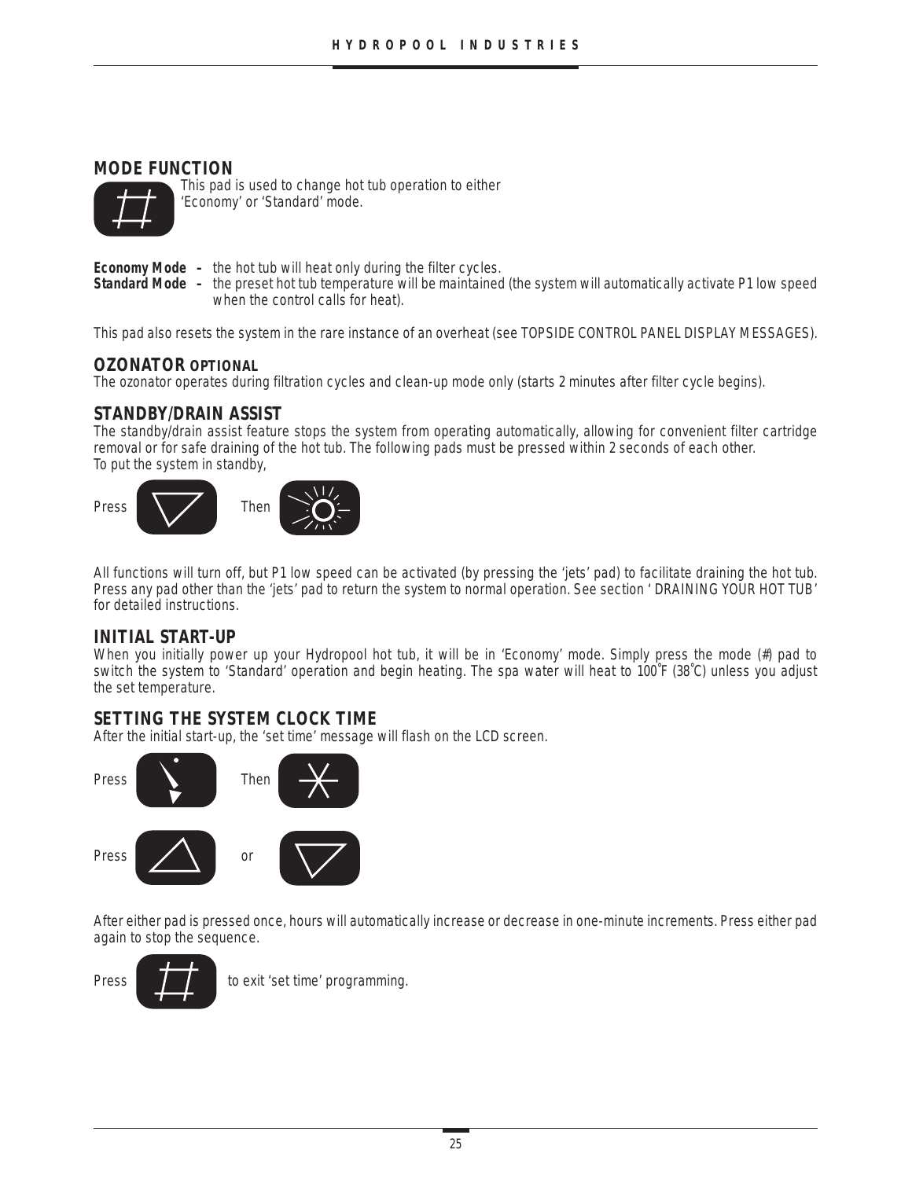## MODE FUNCTION

This pad is used to change hot tub operation to either 'Economy' or 'Standard' mode.

**Economy Mode –** the hot tub will heat only during the filter cycles.
**Standard Mode –** the preset hot tub temperature will be maintained (the system will automatically activate P1 low speed when the control calls for heat).

This pad also resets the system in the rare instance of an overheat (see TOPSIDE CONTROL PANEL DISPLAY MESSAGES).

## OZONATOR OPTIONAL

The ozonator operates during filtration cycles and clean-up mode only (starts 2 minutes after filter cycle begins).

## STANDBY/DRAIN ASSIST

The standby/drain assist feature stops the system from operating automatically, allowing for convenient filter cartridge removal or for safe draining of the hot tub. The following pads must be pressed within 2 seconds of each other.
To put the system in standby,

Press Then

All functions will turn off, but P1 low speed can be activated (by pressing the 'jets' pad) to facilitate draining the hot tub. Press any pad other than the 'jets' pad to return the system to normal operation. See section ' DRAINING YOUR HOT TUB' for detailed instructions.

## INITIAL START-UP

When you initially power up your Hydropool hot tub, it will be in 'Economy' mode. Simply press the mode (#) pad to switch the system to 'Standard' operation and begin heating. The spa water will heat to 100˚F (38˚C) unless you adjust the set temperature.

## SETTING THE SYSTEM CLOCK TIME

After the initial start-up, the 'set time' message will flash on the LCD screen.

Press Then

Press or

After either pad is pressed once, hours will automatically increase or decrease in one-minute increments. Press either pad again to stop the sequence.

Press to exit 'set time' programming.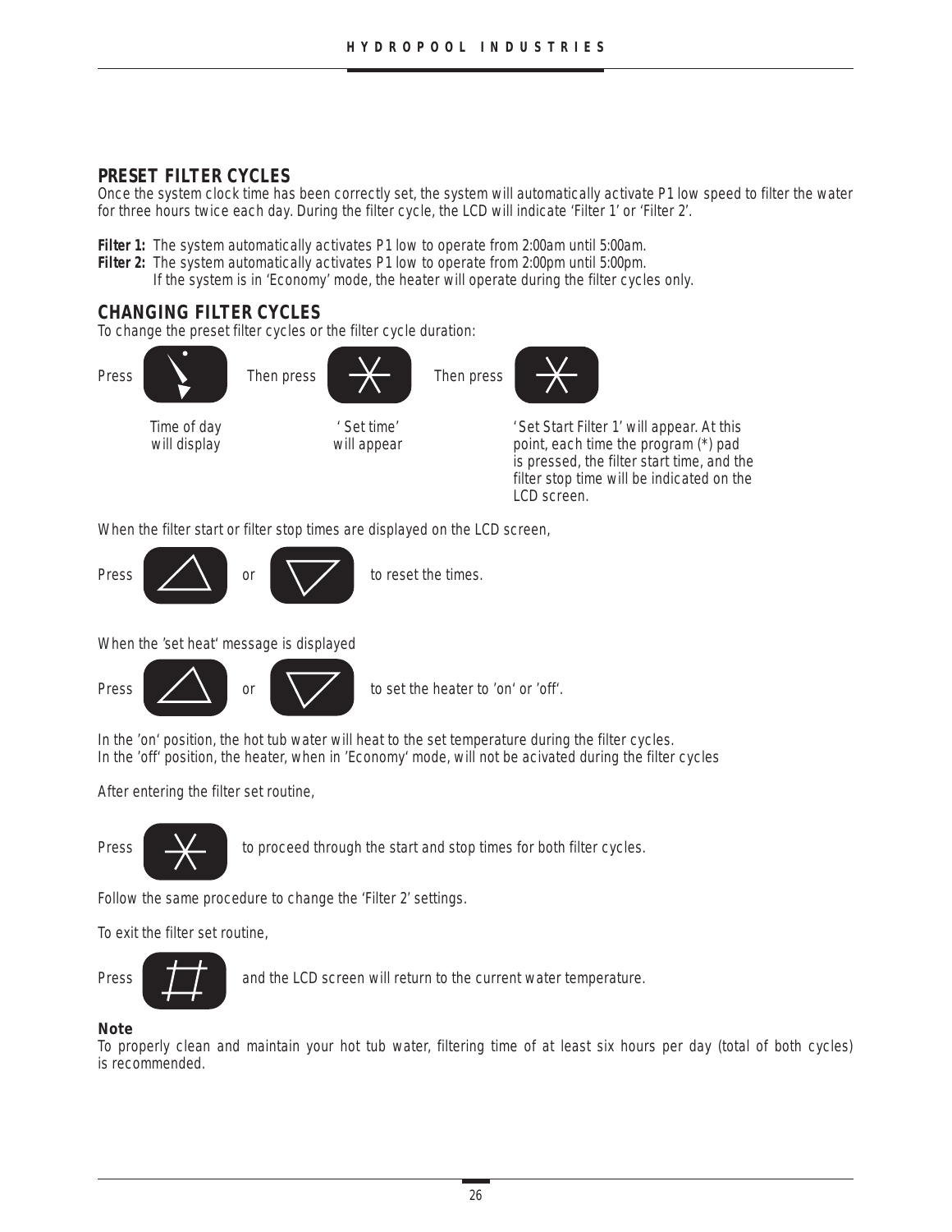## PRESET FILTER CYCLES

Once the system clock time has been correctly set, the system will automatically activate P1 low speed to filter the water for three hours twice each day. During the filter cycle, the LCD will indicate 'Filter 1' or 'Filter 2'.

**Filter 1:** The system automatically activates P1 low to operate from 2:00am until 5:00am.
**Filter 2:** The system automatically activates P1 low to operate from 2:00pm until 5:00pm.
If the system is in 'Economy' mode, the heater will operate during the filter cycles only.

## CHANGING FILTER CYCLES

To change the preset filter cycles or the filter cycle duration:

Press — Time of day will display

Then press — ' Set time' will appear

Then press — 'Set Start Filter 1' will appear. At this point, each time the program (*) pad is pressed, the filter start time, and the filter stop time will be indicated on the LCD screen.

When the filter start or filter stop times are displayed on the LCD screen,

Press or to reset the times.

When the 'set heat' message is displayed

Press or to set the heater to 'on' or 'off'.

In the 'on' position, the hot tub water will heat to the set temperature during the filter cycles.
In the 'off' position, the heater, when in 'Economy' mode, will not be acivated during the filter cycles

After entering the filter set routine,

Press to proceed through the start and stop times for both filter cycles.

Follow the same procedure to change the 'Filter 2' settings.

To exit the filter set routine,

Press and the LCD screen will return to the current water temperature.

**Note**

To properly clean and maintain your hot tub water, filtering time of at least six hours per day (total of both cycles) is recommended.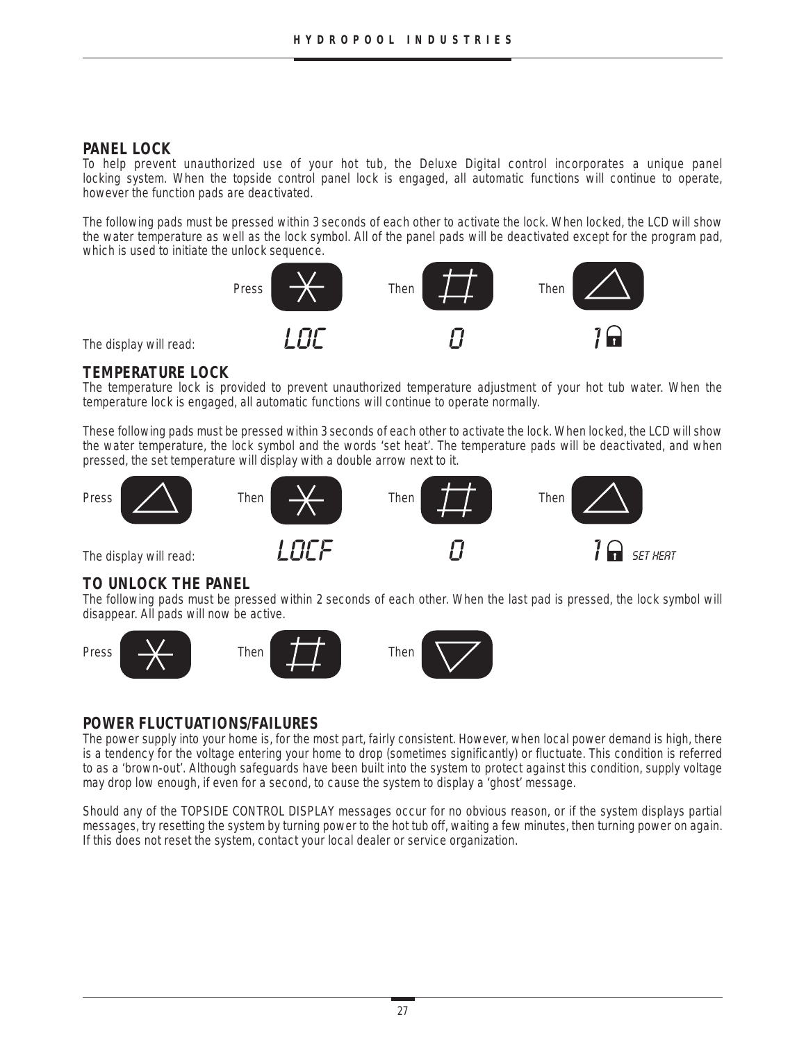## PANEL LOCK

To help prevent unauthorized use of your hot tub, the Deluxe Digital control incorporates a unique panel locking system. When the topside control panel lock is engaged, all automatic functions will continue to operate, however the function pads are deactivated.

The following pads must be pressed within 3 seconds of each other to activate the lock. When locked, the LCD will show the water temperature as well as the lock symbol. All of the panel pads will be deactivated except for the program pad, which is used to initiate the unlock sequence.

| | Press * | Then # | Then △ |
|---|---|---|---|
| The display will read: | LOC | 0 | 1 🔒 |

## TEMPERATURE LOCK

The temperature lock is provided to prevent unauthorized temperature adjustment of your hot tub water. When the temperature lock is engaged, all automatic functions will continue to operate normally.

These following pads must be pressed within 3 seconds of each other to activate the lock. When locked, the LCD will show the water temperature, the lock symbol and the words 'set heat'. The temperature pads will be deactivated, and when pressed, the set temperature will display with a double arrow next to it.

| Press △ | Then * | Then # | Then △ |
|---|---|---|---|
| The display will read: | LOCF | 0 | 1 🔒 SET HEAT |

## TO UNLOCK THE PANEL

The following pads must be pressed within 2 seconds of each other. When the last pad is pressed, the lock symbol will disappear. All pads will now be active.

Press * Then # Then ▽

## POWER FLUCTUATIONS/FAILURES

The power supply into your home is, for the most part, fairly consistent. However, when local power demand is high, there is a tendency for the voltage entering your home to drop (sometimes significantly) or fluctuate. This condition is referred to as a 'brown-out'. Although safeguards have been built into the system to protect against this condition, supply voltage may drop low enough, if even for a second, to cause the system to display a 'ghost' message.

Should any of the TOPSIDE CONTROL DISPLAY messages occur for no obvious reason, or if the system displays partial messages, try resetting the system by turning power to the hot tub off, waiting a few minutes, then turning power on again. If this does not reset the system, contact your local dealer or service organization.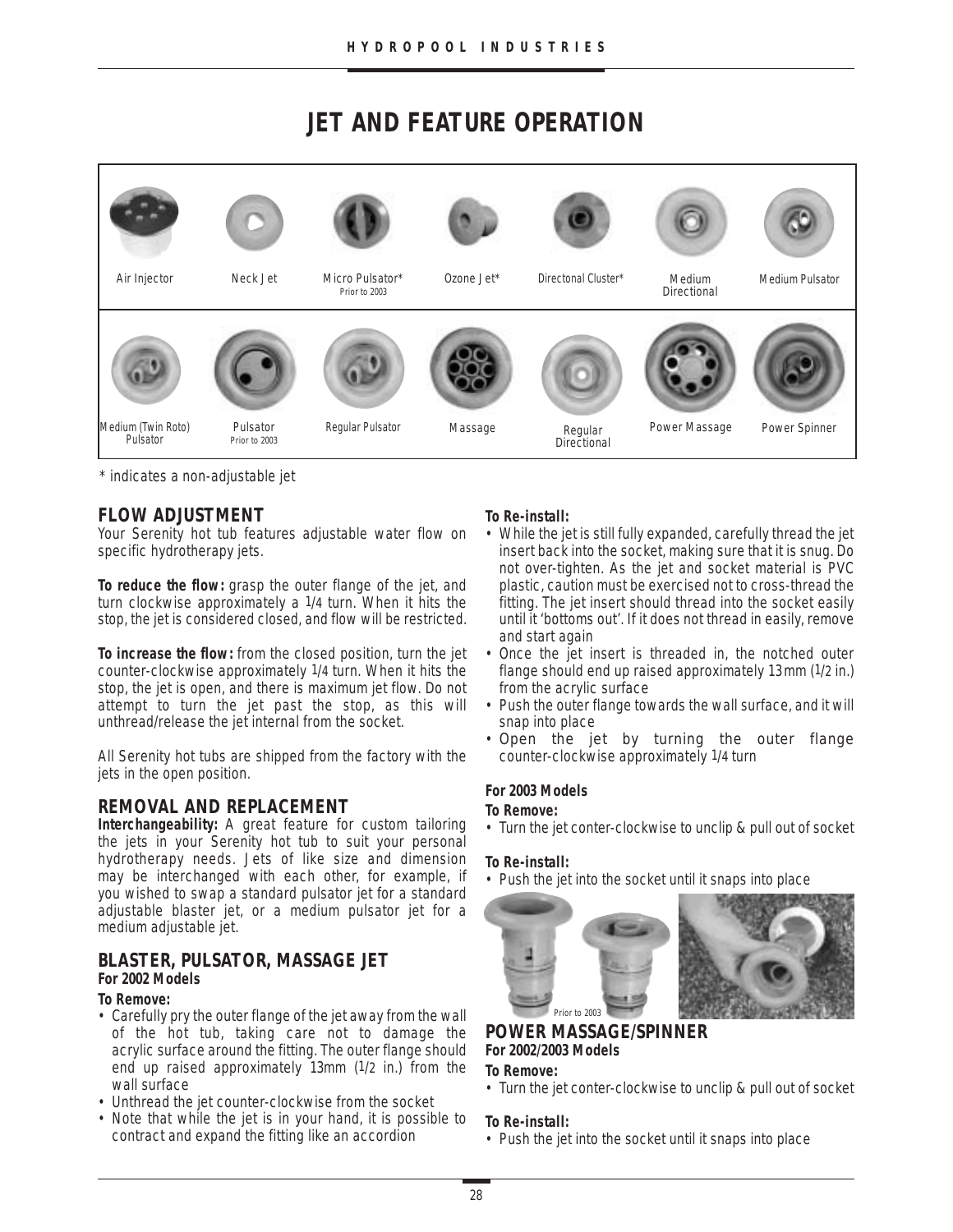# JET AND FEATURE OPERATION

| Air Injector | Neck Jet | Micro Pulsator* Prior to 2003 | Ozone Jet* | Directonal Cluster* | Medium Directional | Medium Pulsator |
|---|---|---|---|---|---|---|
| Medium (Twin Roto) Pulsator | Pulsator Prior to 2003 | Regular Pulsator | Massage | Regular Directional | Power Massage | Power Spinner |

\* indicates a non-adjustable jet

## FLOW ADJUSTMENT

Your Serenity hot tub features adjustable water flow on specific hydrotherapy jets.

**To reduce the flow:** grasp the outer flange of the jet, and turn clockwise approximately a 1/4 turn. When it hits the stop, the jet is considered closed, and flow will be restricted.

**To increase the flow:** from the closed position, turn the jet counter-clockwise approximately 1/4 turn. When it hits the stop, the jet is open, and there is maximum jet flow. Do not attempt to turn the jet past the stop, as this will unthread/release the jet internal from the socket.

All Serenity hot tubs are shipped from the factory with the jets in the open position.

## REMOVAL AND REPLACEMENT

**Interchangeability:** A great feature for custom tailoring the jets in your Serenity hot tub to suit your personal hydrotherapy needs. Jets of like size and dimension may be interchanged with each other, for example, if you wished to swap a standard pulsator jet for a standard adjustable blaster jet, or a medium pulsator jet for a medium adjustable jet.

## BLASTER, PULSATOR, MASSAGE JET

**For 2002 Models**

**To Remove:**

- Carefully pry the outer flange of the jet away from the wall of the hot tub, taking care not to damage the acrylic surface around the fitting. The outer flange should end up raised approximately 13mm (1/2 in.) from the wall surface
- Unthread the jet counter-clockwise from the socket
- Note that while the jet is in your hand, it is possible to contract and expand the fitting like an accordion

**To Re-install:**

- While the jet is still fully expanded, carefully thread the jet insert back into the socket, making sure that it is snug. Do not over-tighten. As the jet and socket material is PVC plastic, caution must be exercised not to cross-thread the fitting. The jet insert should thread into the socket easily until it 'bottoms out'. If it does not thread in easily, remove and start again
- Once the jet insert is threaded in, the notched outer flange should end up raised approximately 13mm (1/2 in.) from the acrylic surface
- Push the outer flange towards the wall surface, and it will snap into place
- Open the jet by turning the outer flange counter-clockwise approximately 1/4 turn

**For 2003 Models**

**To Remove:**

- Turn the jet conter-clockwise to unclip & pull out of socket

**To Re-install:**

- Push the jet into the socket until it snaps into place

Prior to 2003

## POWER MASSAGE/SPINNER

**For 2002/2003 Models**

**To Remove:**

- Turn the jet conter-clockwise to unclip & pull out of socket

**To Re-install:**

- Push the jet into the socket until it snaps into place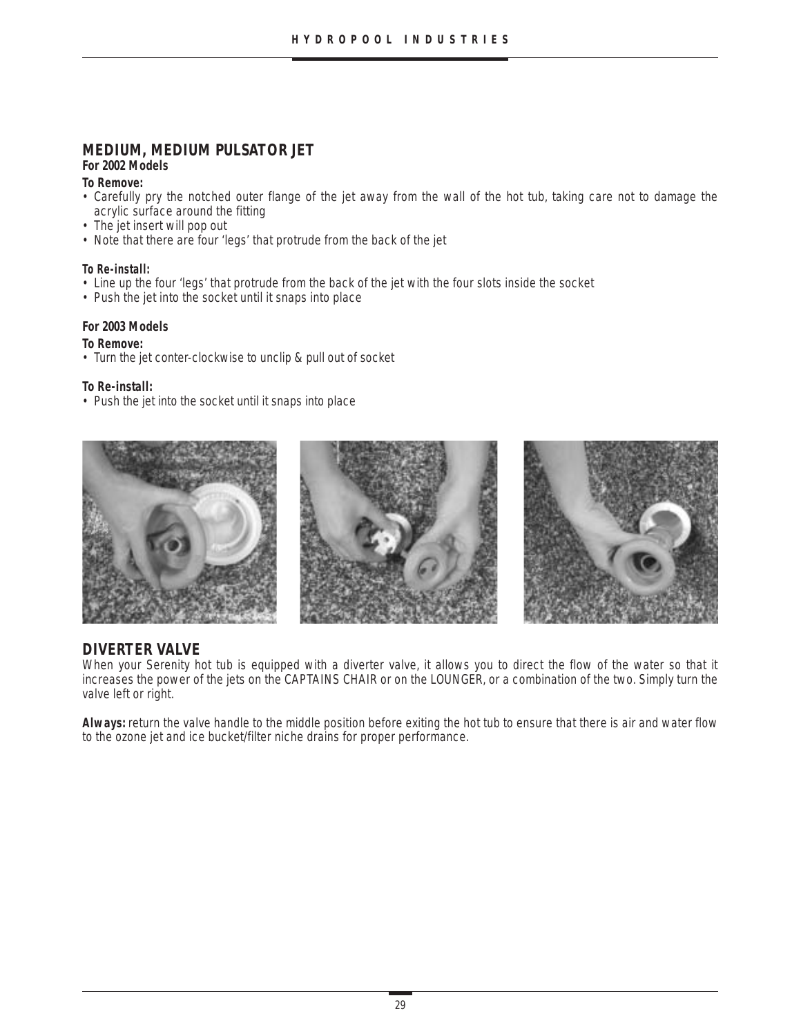## MEDIUM, MEDIUM PULSATOR JET

**For 2002 Models**

**To Remove:**

- Carefully pry the notched outer flange of the jet away from the wall of the hot tub, taking care not to damage the acrylic surface around the fitting
- The jet insert will pop out
- Note that there are four 'legs' that protrude from the back of the jet

**To Re-install:**

- Line up the four 'legs' that protrude from the back of the jet with the four slots inside the socket
- Push the jet into the socket until it snaps into place

**For 2003 Models**

**To Remove:**

- Turn the jet conter-clockwise to unclip & pull out of socket

**To Re-install:**

- Push the jet into the socket until it snaps into place

## DIVERTER VALVE

When your Serenity hot tub is equipped with a diverter valve, it allows you to direct the flow of the water so that it increases the power of the jets on the CAPTAINS CHAIR or on the LOUNGER, or a combination of the two. Simply turn the valve left or right.

**Always:** return the valve handle to the middle position before exiting the hot tub to ensure that there is air and water flow to the ozone jet and ice bucket/filter niche drains for proper performance.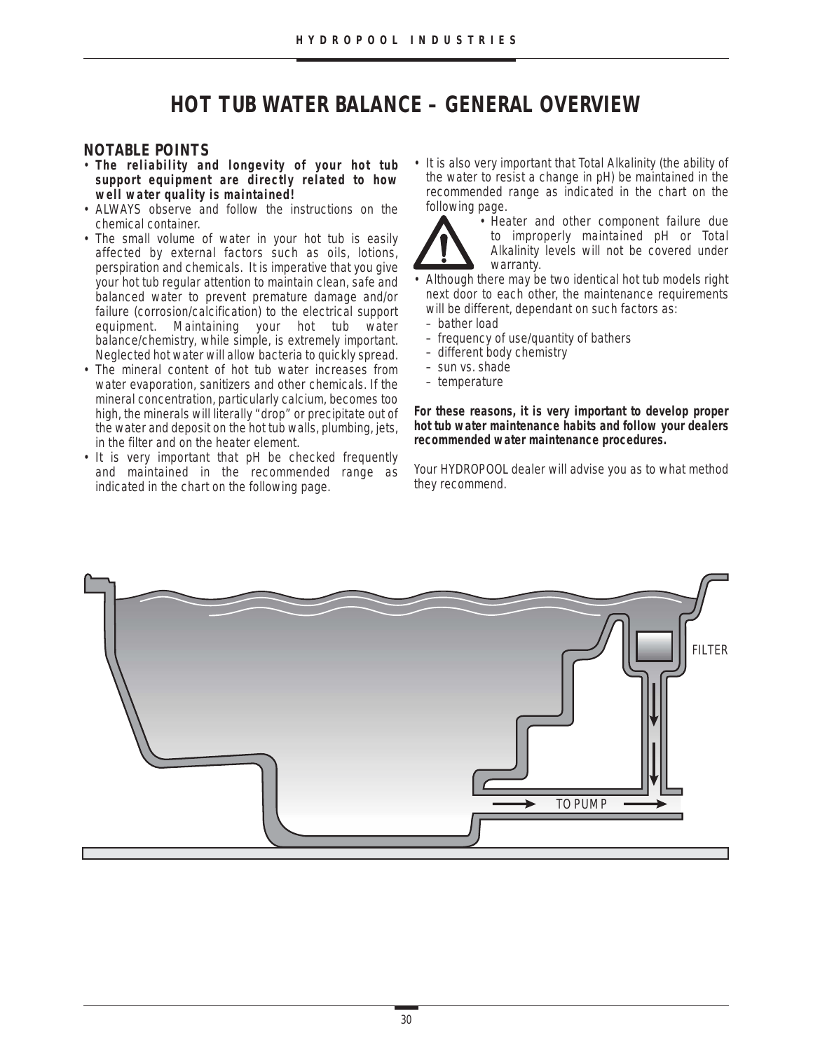# HOT TUB WATER BALANCE – GENERAL OVERVIEW

## NOTABLE POINTS

- **The reliability and longevity of your hot tub support equipment are directly related to how well water quality is maintained!**
- ALWAYS observe and follow the instructions on the chemical container.
- The small volume of water in your hot tub is easily affected by external factors such as oils, lotions, perspiration and chemicals. It is imperative that you give your hot tub regular attention to maintain clean, safe and balanced water to prevent premature damage and/or failure (corrosion/calcification) to the electrical support equipment. Maintaining your hot tub water balance/chemistry, while simple, is extremely important. Neglected hot water will allow bacteria to quickly spread.
- The mineral content of hot tub water increases from water evaporation, sanitizers and other chemicals. If the mineral concentration, particularly calcium, becomes too high, the minerals will literally "drop" or precipitate out of the water and deposit on the hot tub walls, plumbing, jets, in the filter and on the heater element.
- It is very important that pH be checked frequently and maintained in the recommended range as indicated in the chart on the following page.
- It is also very important that Total Alkalinity (the ability of the water to resist a change in pH) be maintained in the recommended range as indicated in the chart on the following page.
  - Heater and other component failure due to improperly maintained pH or Total Alkalinity levels will not be covered under warranty.
- Although there may be two identical hot tub models right next door to each other, the maintenance requirements will be different, dependant on such factors as:
  - bather load
  - frequency of use/quantity of bathers
  - different body chemistry
  - sun vs. shade
  - temperature

**For these reasons, it is very important to develop proper hot tub water maintenance habits and follow your dealers recommended water maintenance procedures.**

Your HYDROPOOL dealer will advise you as to what method they recommend.

FILTER

TO PUMP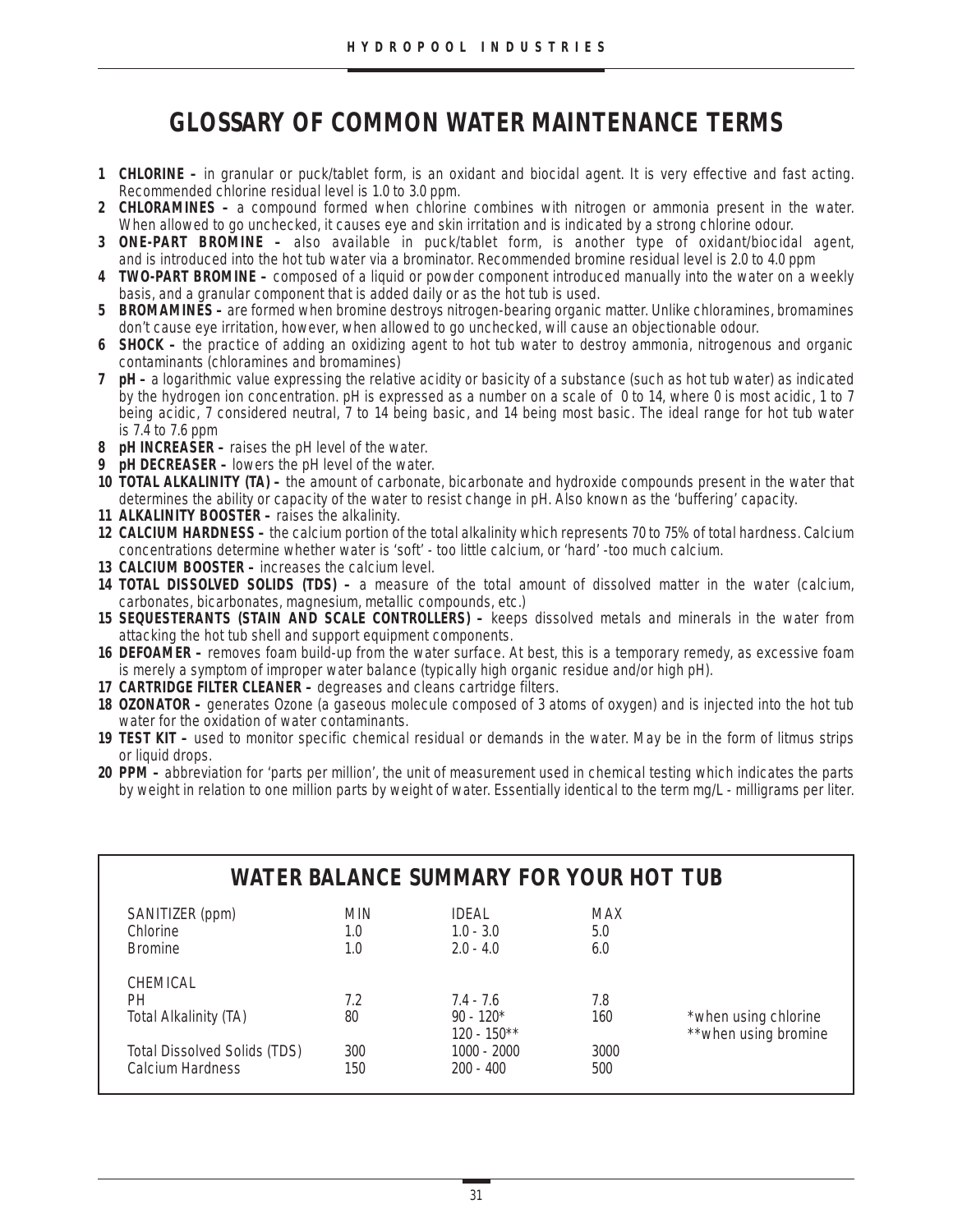# GLOSSARY OF COMMON WATER MAINTENANCE TERMS

1. **CHLORINE –** in granular or puck/tablet form, is an oxidant and biocidal agent. It is very effective and fast acting. Recommended chlorine residual level is 1.0 to 3.0 ppm.
2. **CHLORAMINES –** a compound formed when chlorine combines with nitrogen or ammonia present in the water. When allowed to go unchecked, it causes eye and skin irritation and is indicated by a strong chlorine odour.
3. **ONE-PART BROMINE –** also available in puck/tablet form, is another type of oxidant/biocidal agent, and is introduced into the hot tub water via a brominator. Recommended bromine residual level is 2.0 to 4.0 ppm
4. **TWO-PART BROMINE –** composed of a liquid or powder component introduced manually into the water on a weekly basis, and a granular component that is added daily or as the hot tub is used.
5. **BROMAMINES –** are formed when bromine destroys nitrogen-bearing organic matter. Unlike chloramines, bromamines don't cause eye irritation, however, when allowed to go unchecked, will cause an objectionable odour.
6. **SHOCK –** the practice of adding an oxidizing agent to hot tub water to destroy ammonia, nitrogenous and organic contaminants (chloramines and bromamines)
7. **pH –** a logarithmic value expressing the relative acidity or basicity of a substance (such as hot tub water) as indicated by the hydrogen ion concentration. pH is expressed as a number on a scale of 0 to 14, where 0 is most acidic, 1 to 7 being acidic, 7 considered neutral, 7 to 14 being basic, and 14 being most basic. The ideal range for hot tub water is 7.4 to 7.6 ppm
8. **pH INCREASER –** raises the pH level of the water.
9. **pH DECREASER –** lowers the pH level of the water.
10. **TOTAL ALKALINITY (TA) –** the amount of carbonate, bicarbonate and hydroxide compounds present in the water that determines the ability or capacity of the water to resist change in pH. Also known as the 'buffering' capacity.
11. **ALKALINITY BOOSTER –** raises the alkalinity.
12. **CALCIUM HARDNESS –** the calcium portion of the total alkalinity which represents 70 to 75% of total hardness. Calcium concentrations determine whether water is 'soft' - too little calcium, or 'hard' -too much calcium.
13. **CALCIUM BOOSTER –** increases the calcium level.
14. **TOTAL DISSOLVED SOLIDS (TDS) –** a measure of the total amount of dissolved matter in the water (calcium, carbonates, bicarbonates, magnesium, metallic compounds, etc.)
15. **SEQUESTERANTS (STAIN AND SCALE CONTROLLERS) –** keeps dissolved metals and minerals in the water from attacking the hot tub shell and support equipment components.
16. **DEFOAMER –** removes foam build-up from the water surface. At best, this is a temporary remedy, as excessive foam is merely a symptom of improper water balance (typically high organic residue and/or high pH).
17. **CARTRIDGE FILTER CLEANER –** degreases and cleans cartridge filters.
18. **OZONATOR –** generates Ozone (a gaseous molecule composed of 3 atoms of oxygen) and is injected into the hot tub water for the oxidation of water contaminants.
19. **TEST KIT –** used to monitor specific chemical residual or demands in the water. May be in the form of litmus strips or liquid drops.
20. **PPM –** abbreviation for 'parts per million', the unit of measurement used in chemical testing which indicates the parts by weight in relation to one million parts by weight of water. Essentially identical to the term mg/L - milligrams per liter.

## WATER BALANCE SUMMARY FOR YOUR HOT TUB

| SANITIZER (ppm) | MIN | IDEAL | MAX | |
|---|---|---|---|---|
| Chlorine | 1.0 | 1.0 - 3.0 | 5.0 | |
| Bromine | 1.0 | 2.0 - 4.0 | 6.0 | |
| **CHEMICAL** | | | | |
| PH | 7.2 | 7.4 - 7.6 | 7.8 | |
| Total Alkalinity (TA) | 80 | 90 - 120* | 160 | *when using chlorine |
| | | 120 - 150** | | **when using bromine |
| Total Dissolved Solids (TDS) | 300 | 1000 - 2000 | 3000 | |
| Calcium Hardness | 150 | 200 - 400 | 500 | |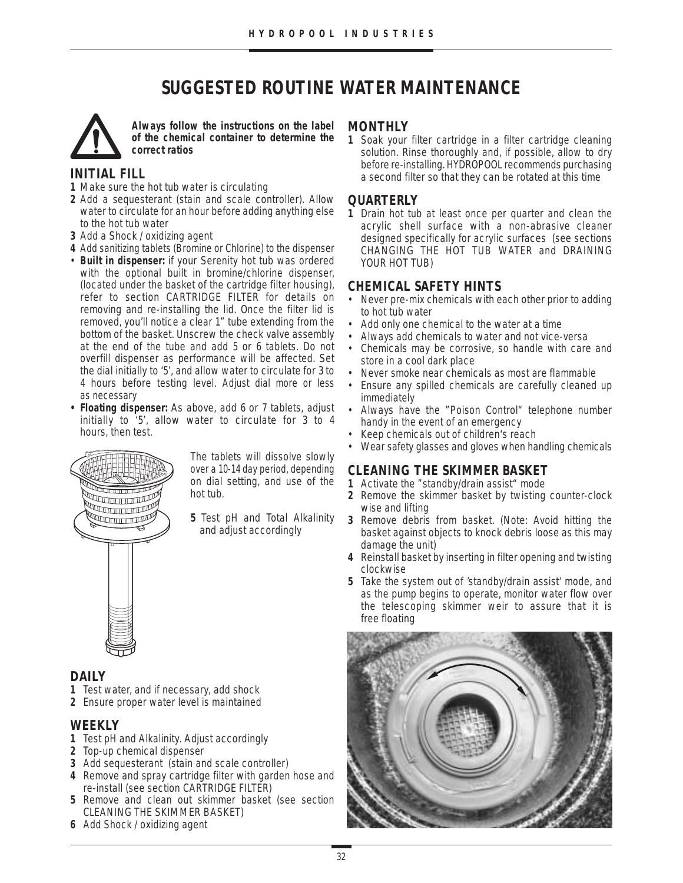# SUGGESTED ROUTINE WATER MAINTENANCE

***Always follow the instructions on the label of the chemical container to determine the correct ratios***

## INITIAL FILL

1. Make sure the hot tub water is circulating
2. Add a sequesterant (stain and scale controller). Allow water to circulate for an hour before adding anything else to the hot tub water
3. Add a Shock / oxidizing agent
4. Add sanitizing tablets (Bromine or Chlorine) to the dispenser

- **Built in dispenser:** if your Serenity hot tub was ordered with the optional built in bromine/chlorine dispenser, (located under the basket of the cartridge filter housing), refer to section CARTRIDGE FILTER for details on removing and re-installing the lid. Once the filter lid is removed, you'll notice a clear 1" tube extending from the bottom of the basket. Unscrew the check valve assembly at the end of the tube and add 5 or 6 tablets. Do not overfill dispenser as performance will be affected. Set the dial initially to '5', and allow water to circulate for 3 to 4 hours before testing level. Adjust dial more or less as necessary
- **Floating dispenser:** As above, add 6 or 7 tablets, adjust initially to '5', allow water to circulate for 3 to 4 hours, then test.

The tablets will dissolve slowly over a 10-14 day period, depending on dial setting, and use of the hot tub.

5. Test pH and Total Alkalinity and adjust accordingly

## DAILY

1. Test water, and if necessary, add shock
2. Ensure proper water level is maintained

## WEEKLY

1. Test pH and Alkalinity. Adjust accordingly
2. Top-up chemical dispenser
3. Add sequesterant (stain and scale controller)
4. Remove and spray cartridge filter with garden hose and re-install (see section CARTRIDGE FILTER)
5. Remove and clean out skimmer basket (see section CLEANING THE SKIMMER BASKET)
6. Add Shock / oxidizing agent

## MONTHLY

1. Soak your filter cartridge in a filter cartridge cleaning solution. Rinse thoroughly and, if possible, allow to dry before re-installing. HYDROPOOL recommends purchasing a second filter so that they can be rotated at this time

## QUARTERLY

1. Drain hot tub at least once per quarter and clean the acrylic shell surface with a non-abrasive cleaner designed specifically for acrylic surfaces (see sections CHANGING THE HOT TUB WATER and DRAINING YOUR HOT TUB)

## CHEMICAL SAFETY HINTS

- Never pre-mix chemicals with each other prior to adding to hot tub water
- Add only one chemical to the water at a time
- Always add chemicals to water and not vice-versa
- Chemicals may be corrosive, so handle with care and store in a cool dark place
- Never smoke near chemicals as most are flammable
- Ensure any spilled chemicals are carefully cleaned up immediately
- Always have the "Poison Control" telephone number handy in the event of an emergency
- Keep chemicals out of children's reach
- Wear safety glasses and gloves when handling chemicals

## CLEANING THE SKIMMER BASKET

1. Activate the "standby/drain assist" mode
2. Remove the skimmer basket by twisting counter-clock wise and lifting
3. Remove debris from basket. (Note: Avoid hitting the basket against objects to knock debris loose as this may damage the unit)
4. Reinstall basket by inserting in filter opening and twisting clockwise
5. Take the system out of 'standby/drain assist' mode, and as the pump begins to operate, monitor water flow over the telescoping skimmer weir to assure that it is free floating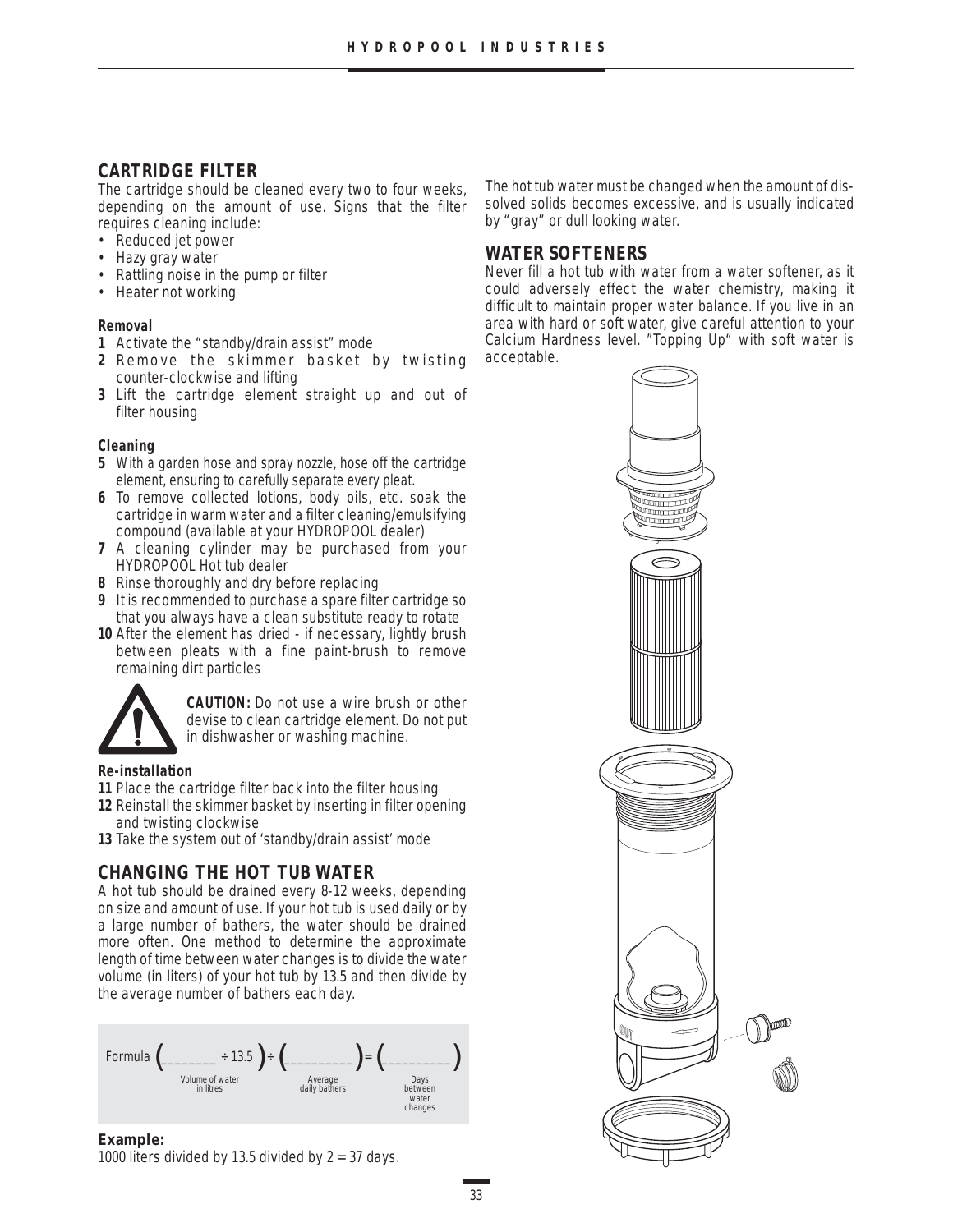## CARTRIDGE FILTER

The cartridge should be cleaned every two to four weeks, depending on the amount of use. Signs that the filter requires cleaning include:

- Reduced jet power
- Hazy gray water
- Rattling noise in the pump or filter
- Heater not working

### Removal

**1** Activate the "standby/drain assist" mode
**2** Remove the skimmer basket by twisting counter-clockwise and lifting
**3** Lift the cartridge element straight up and out of filter housing

### Cleaning

**5** With a garden hose and spray nozzle, hose off the cartridge element, ensuring to carefully separate every pleat.
**6** To remove collected lotions, body oils, etc. soak the cartridge in warm water and a filter cleaning/emulsifying compound (available at your HYDROPOOL dealer)
**7** A cleaning cylinder may be purchased from your HYDROPOOL Hot tub dealer
**8** Rinse thoroughly and dry before replacing
**9** It is recommended to purchase a spare filter cartridge so that you always have a clean substitute ready to rotate
**10** After the element has dried - if necessary, lightly brush between pleats with a fine paint-brush to remove remaining dirt particles

**CAUTION:** Do not use a wire brush or other devise to clean cartridge element. Do not put in dishwasher or washing machine.

### Re-installation

**11** Place the cartridge filter back into the filter housing
**12** Reinstall the skimmer basket by inserting in filter opening and twisting clockwise
**13** Take the system out of 'standby/drain assist' mode

## CHANGING THE HOT TUB WATER

A hot tub should be drained every 8-12 weeks, depending on size and amount of use. If your hot tub is used daily or by a large number of bathers, the water should be drained more often. One method to determine the approximate length of time between water changes is to divide the water volume (in liters) of your hot tub by 13.5 and then divide by the average number of bathers each day.

Formula ( _______ ÷ 13.5 ) ÷ ( _________ ) = ( _________ )
Volume of water in litres — Average daily bathers — Days between water changes

**Example:**
1000 liters divided by 13.5 divided by 2 = 37 days.

The hot tub water must be changed when the amount of dissolved solids becomes excessive, and is usually indicated by "gray" or dull looking water.

## WATER SOFTENERS

Never fill a hot tub with water from a water softener, as it could adversely effect the water chemistry, making it difficult to maintain proper water balance. If you live in an area with hard or soft water, give careful attention to your Calcium Hardness level. "Topping Up" with soft water is acceptable.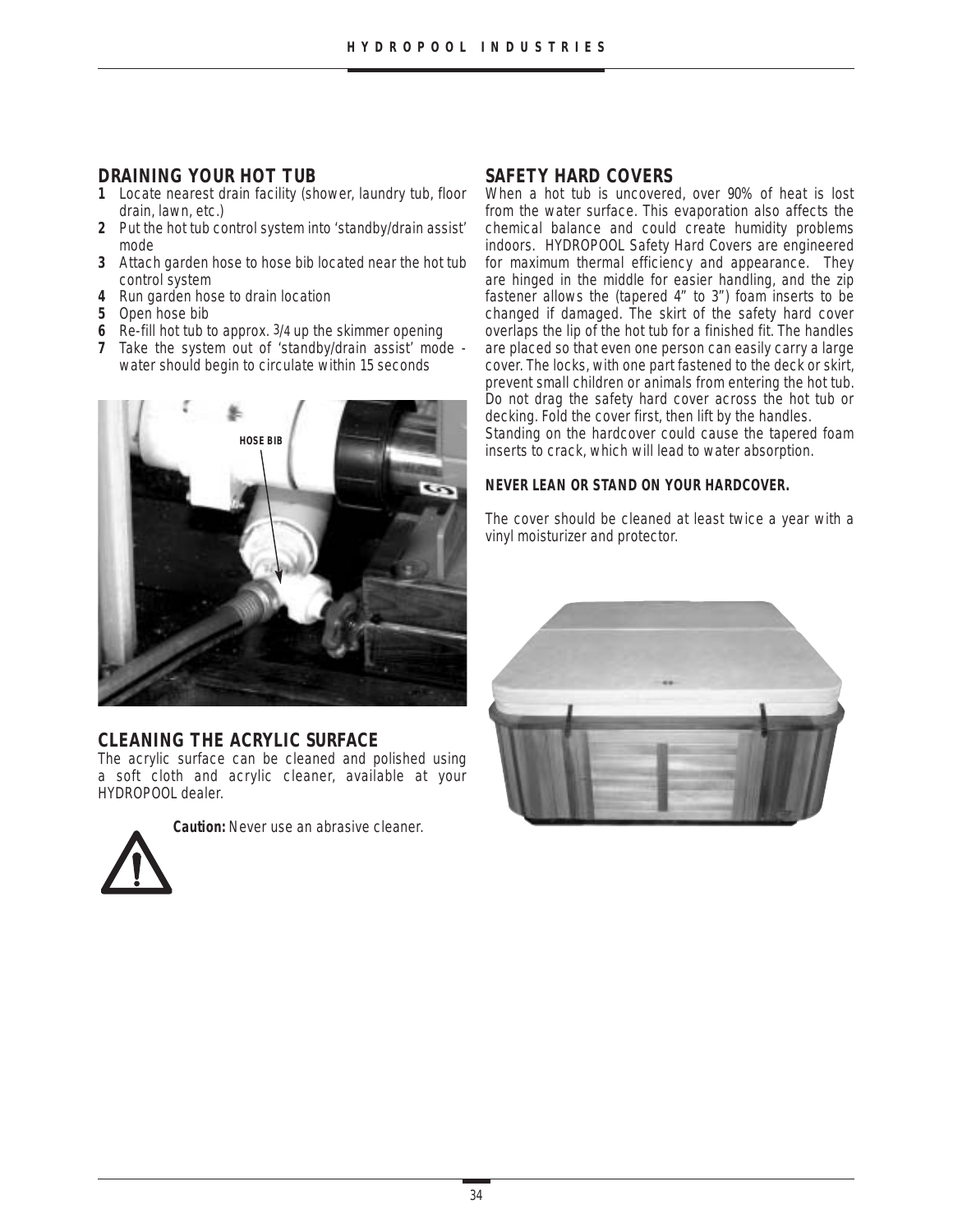## DRAINING YOUR HOT TUB

1. Locate nearest drain facility (shower, laundry tub, floor drain, lawn, etc.)
2. Put the hot tub control system into 'standby/drain assist' mode
3. Attach garden hose to hose bib located near the hot tub control system
4. Run garden hose to drain location
5. Open hose bib
6. Re-fill hot tub to approx. 3/4 up the skimmer opening
7. Take the system out of 'standby/drain assist' mode - water should begin to circulate within 15 seconds

HOSE BIB

## CLEANING THE ACRYLIC SURFACE

The acrylic surface can be cleaned and polished using a soft cloth and acrylic cleaner, available at your HYDROPOOL dealer.

**Caution:** Never use an abrasive cleaner.

## SAFETY HARD COVERS

When a hot tub is uncovered, over 90% of heat is lost from the water surface. This evaporation also affects the chemical balance and could create humidity problems indoors. HYDROPOOL Safety Hard Covers are engineered for maximum thermal efficiency and appearance. They are hinged in the middle for easier handling, and the zip fastener allows the (tapered 4" to 3") foam inserts to be changed if damaged. The skirt of the safety hard cover overlaps the lip of the hot tub for a finished fit. The handles are placed so that even one person can easily carry a large cover. The locks, with one part fastened to the deck or skirt, prevent small children or animals from entering the hot tub. Do not drag the safety hard cover across the hot tub or decking. Fold the cover first, then lift by the handles.
Standing on the hardcover could cause the tapered foam inserts to crack, which will lead to water absorption.

**NEVER LEAN OR STAND ON YOUR HARDCOVER.**

The cover should be cleaned at least twice a year with a vinyl moisturizer and protector.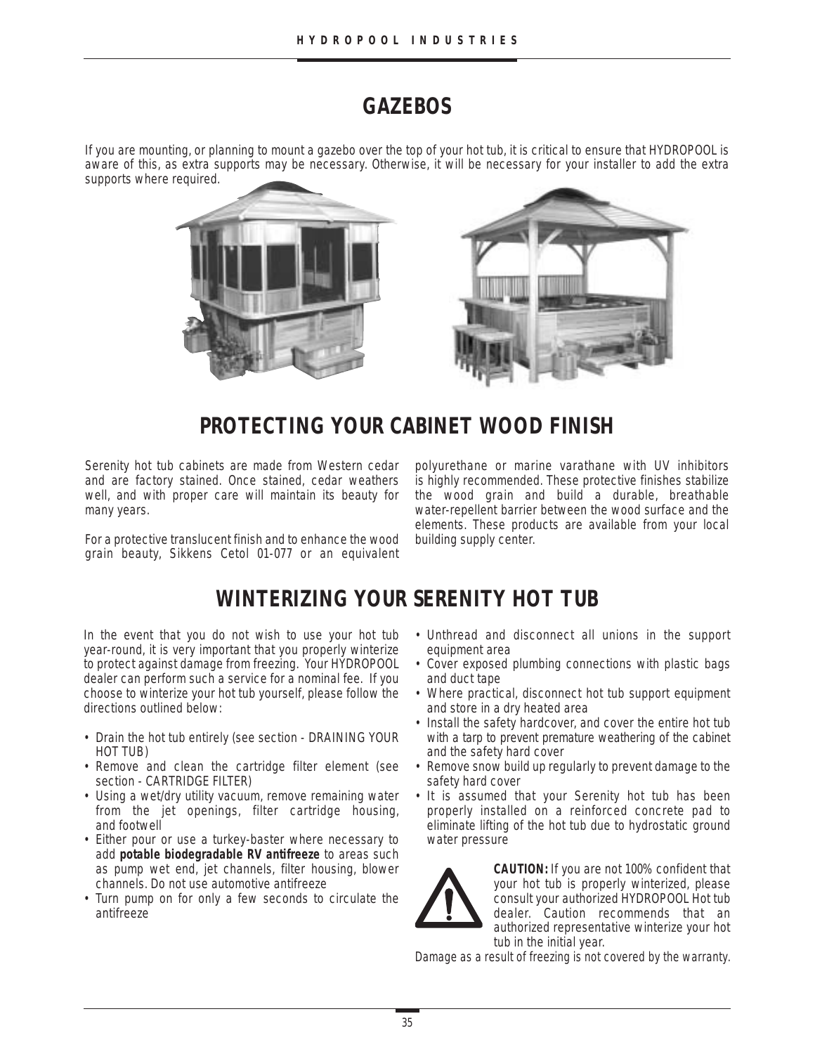# GAZEBOS

If you are mounting, or planning to mount a gazebo over the top of your hot tub, it is critical to ensure that HYDROPOOL is aware of this, as extra supports may be necessary. Otherwise, it will be necessary for your installer to add the extra supports where required.

# PROTECTING YOUR CABINET WOOD FINISH

Serenity hot tub cabinets are made from Western cedar and are factory stained. Once stained, cedar weathers well, and with proper care will maintain its beauty for many years.

For a protective translucent finish and to enhance the wood grain beauty, Sikkens Cetol 01-077 or an equivalent polyurethane or marine varathane with UV inhibitors is highly recommended. These protective finishes stabilize the wood grain and build a durable, breathable water-repellent barrier between the wood surface and the elements. These products are available from your local building supply center.

# WINTERIZING YOUR SERENITY HOT TUB

In the event that you do not wish to use your hot tub year-round, it is very important that you properly winterize to protect against damage from freezing. Your HYDROPOOL dealer can perform such a service for a nominal fee. If you choose to winterize your hot tub yourself, please follow the directions outlined below:

- Drain the hot tub entirely (see section - DRAINING YOUR HOT TUB)
- Remove and clean the cartridge filter element (see section - CARTRIDGE FILTER)
- Using a wet/dry utility vacuum, remove remaining water from the jet openings, filter cartridge housing, and footwell
- Either pour or use a turkey-baster where necessary to add **potable biodegradable RV antifreeze** to areas such as pump wet end, jet channels, filter housing, blower channels. Do not use automotive antifreeze
- Turn pump on for only a few seconds to circulate the antifreeze
- Unthread and disconnect all unions in the support equipment area
- Cover exposed plumbing connections with plastic bags and duct tape
- Where practical, disconnect hot tub support equipment and store in a dry heated area
- Install the safety hardcover, and cover the entire hot tub with a tarp to prevent premature weathering of the cabinet and the safety hard cover
- Remove snow build up regularly to prevent damage to the safety hard cover
- It is assumed that your Serenity hot tub has been properly installed on a reinforced concrete pad to eliminate lifting of the hot tub due to hydrostatic ground water pressure

**CAUTION:** If you are not 100% confident that your hot tub is properly winterized, please consult your authorized HYDROPOOL Hot tub dealer. Caution recommends that an authorized representative winterize your hot tub in the initial year.

Damage as a result of freezing is not covered by the warranty.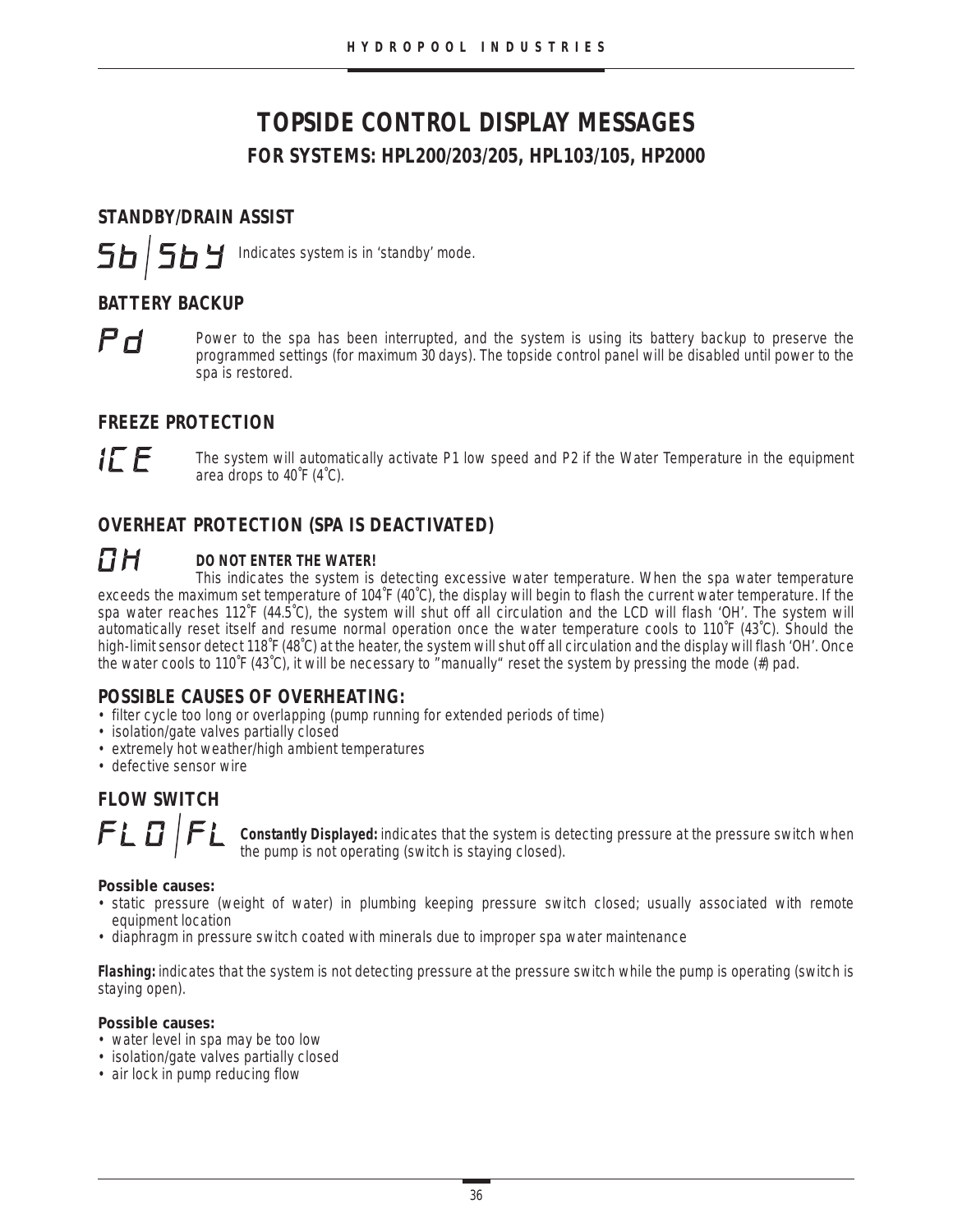# TOPSIDE CONTROL DISPLAY MESSAGES

## FOR SYSTEMS: HPL200/203/205, HPL103/105, HP2000

### STANDBY/DRAIN ASSIST

**Sb | Sby** Indicates system is in 'standby' mode.

### BATTERY BACKUP

**Pd** Power to the spa has been interrupted, and the system is using its battery backup to preserve the programmed settings (for maximum 30 days). The topside control panel will be disabled until power to the spa is restored.

### FREEZE PROTECTION

**ICE** The system will automatically activate P1 low speed and P2 if the Water Temperature in the equipment area drops to 40˚F (4˚C).

### OVERHEAT PROTECTION (SPA IS DEACTIVATED)

**OH** **DO NOT ENTER THE WATER!**

This indicates the system is detecting excessive water temperature. When the spa water temperature exceeds the maximum set temperature of 104˚F (40˚C), the display will begin to flash the current water temperature. If the spa water reaches 112˚F (44.5˚C), the system will shut off all circulation and the LCD will flash 'OH'. The system will automatically reset itself and resume normal operation once the water temperature cools to 110˚F (43˚C). Should the high-limit sensor detect 118˚F (48˚C) at the heater, the system will shut off all circulation and the display will flash 'OH'. Once the water cools to 110˚F (43˚C), it will be necessary to "manually" reset the system by pressing the mode (#) pad.

### POSSIBLE CAUSES OF OVERHEATING:

- filter cycle too long or overlapping (pump running for extended periods of time)
- isolation/gate valves partially closed
- extremely hot weather/high ambient temperatures
- defective sensor wire

### FLOW SWITCH

**FLO | FL** **Constantly Displayed:** indicates that the system is detecting pressure at the pressure switch when the pump is not operating (switch is staying closed).

**Possible causes:**

- static pressure (weight of water) in plumbing keeping pressure switch closed; usually associated with remote equipment location
- diaphragm in pressure switch coated with minerals due to improper spa water maintenance

**Flashing:** indicates that the system is not detecting pressure at the pressure switch while the pump is operating (switch is staying open).

**Possible causes:**

- water level in spa may be too low
- isolation/gate valves partially closed
- air lock in pump reducing flow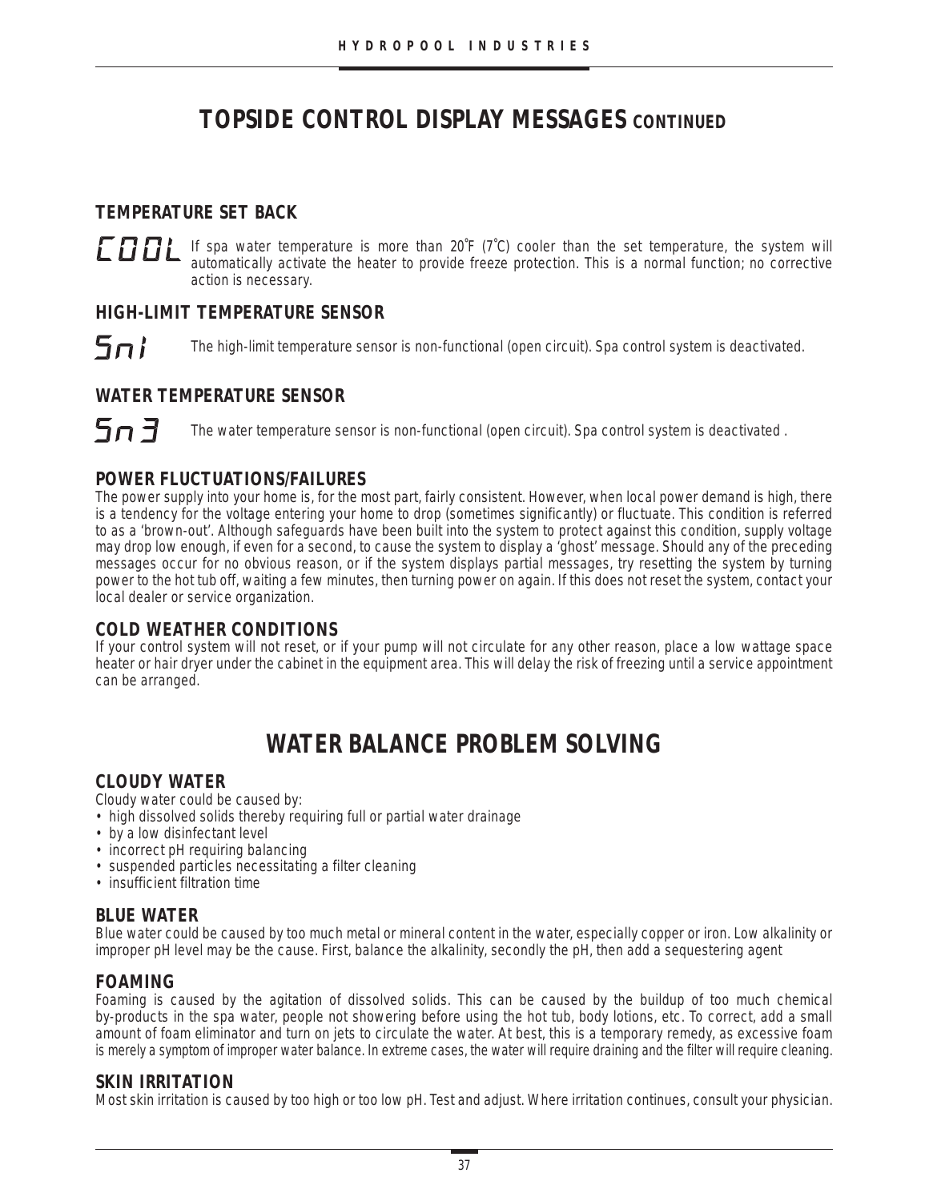# TOPSIDE CONTROL DISPLAY MESSAGES CONTINUED

## TEMPERATURE SET BACK

COOL If spa water temperature is more than 20˚F (7˚C) cooler than the set temperature, the system will automatically activate the heater to provide freeze protection. This is a normal function; no corrective action is necessary.

## HIGH-LIMIT TEMPERATURE SENSOR

Sn1 The high-limit temperature sensor is non-functional (open circuit). Spa control system is deactivated.

## WATER TEMPERATURE SENSOR

Sn3 The water temperature sensor is non-functional (open circuit). Spa control system is deactivated .

## POWER FLUCTUATIONS/FAILURES

The power supply into your home is, for the most part, fairly consistent. However, when local power demand is high, there is a tendency for the voltage entering your home to drop (sometimes significantly) or fluctuate. This condition is referred to as a 'brown-out'. Although safeguards have been built into the system to protect against this condition, supply voltage may drop low enough, if even for a second, to cause the system to display a 'ghost' message. Should any of the preceding messages occur for no obvious reason, or if the system displays partial messages, try resetting the system by turning power to the hot tub off, waiting a few minutes, then turning power on again. If this does not reset the system, contact your local dealer or service organization.

## COLD WEATHER CONDITIONS

If your control system will not reset, or if your pump will not circulate for any other reason, place a low wattage space heater or hair dryer under the cabinet in the equipment area. This will delay the risk of freezing until a service appointment can be arranged.

# WATER BALANCE PROBLEM SOLVING

## CLOUDY WATER

Cloudy water could be caused by:

- high dissolved solids thereby requiring full or partial water drainage
- by a low disinfectant level
- incorrect pH requiring balancing
- suspended particles necessitating a filter cleaning
- insufficient filtration time

## BLUE WATER

Blue water could be caused by too much metal or mineral content in the water, especially copper or iron. Low alkalinity or improper pH level may be the cause. First, balance the alkalinity, secondly the pH, then add a sequestering agent

## FOAMING

Foaming is caused by the agitation of dissolved solids. This can be caused by the buildup of too much chemical by-products in the spa water, people not showering before using the hot tub, body lotions, etc. To correct, add a small amount of foam eliminator and turn on jets to circulate the water. At best, this is a temporary remedy, as excessive foam is merely a symptom of improper water balance. In extreme cases, the water will require draining and the filter will require cleaning.

## SKIN IRRITATION

Most skin irritation is caused by too high or too low pH. Test and adjust. Where irritation continues, consult your physician.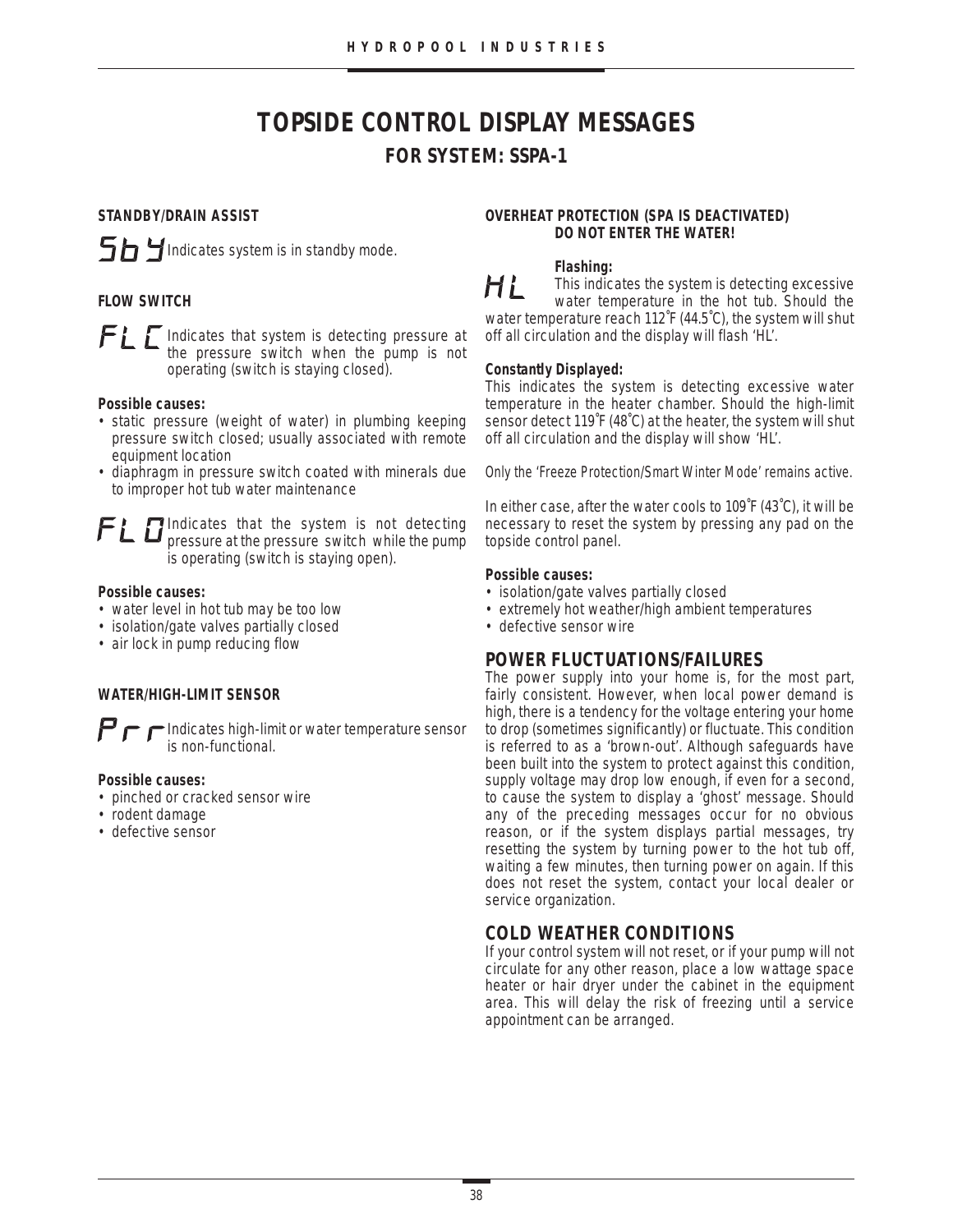# TOPSIDE CONTROL DISPLAY MESSAGES

## FOR SYSTEM: SSPA-1

**STANDBY/DRAIN ASSIST**

**SbY** Indicates system is in standby mode.

**FLOW SWITCH**

**FLC** Indicates that system is detecting pressure at the pressure switch when the pump is not operating (switch is staying closed).

**Possible causes:**

- static pressure (weight of water) in plumbing keeping pressure switch closed; usually associated with remote equipment location
- diaphragm in pressure switch coated with minerals due to improper hot tub water maintenance

**FLO** Indicates that the system is not detecting pressure at the pressure switch while the pump is operating (switch is staying open).

**Possible causes:**

- water level in hot tub may be too low
- isolation/gate valves partially closed
- air lock in pump reducing flow

**WATER/HIGH-LIMIT SENSOR**

**Prr** Indicates high-limit or water temperature sensor is non-functional.

**Possible causes:**

- pinched or cracked sensor wire
- rodent damage
- defective sensor

**OVERHEAT PROTECTION (SPA IS DEACTIVATED) DO NOT ENTER THE WATER!**

**HL**

**Flashing:**
This indicates the system is detecting excessive water temperature in the hot tub. Should the water temperature reach 112˚F (44.5˚C), the system will shut off all circulation and the display will flash 'HL'.

**Constantly Displayed:**
This indicates the system is detecting excessive water temperature in the heater chamber. Should the high-limit sensor detect 119˚F (48˚C) at the heater, the system will shut off all circulation and the display will show 'HL'.

*Only the 'Freeze Protection/Smart Winter Mode' remains active.*

In either case, after the water cools to 109˚F (43˚C), it will be necessary to reset the system by pressing any pad on the topside control panel.

**Possible causes:**

- isolation/gate valves partially closed
- extremely hot weather/high ambient temperatures
- defective sensor wire

## POWER FLUCTUATIONS/FAILURES

The power supply into your home is, for the most part, fairly consistent. However, when local power demand is high, there is a tendency for the voltage entering your home to drop (sometimes significantly) or fluctuate. This condition is referred to as a 'brown-out'. Although safeguards have been built into the system to protect against this condition, supply voltage may drop low enough, if even for a second, to cause the system to display a 'ghost' message. Should any of the preceding messages occur for no obvious reason, or if the system displays partial messages, try resetting the system by turning power to the hot tub off, waiting a few minutes, then turning power on again. If this does not reset the system, contact your local dealer or service organization.

## COLD WEATHER CONDITIONS

If your control system will not reset, or if your pump will not circulate for any other reason, place a low wattage space heater or hair dryer under the cabinet in the equipment area. This will delay the risk of freezing until a service appointment can be arranged.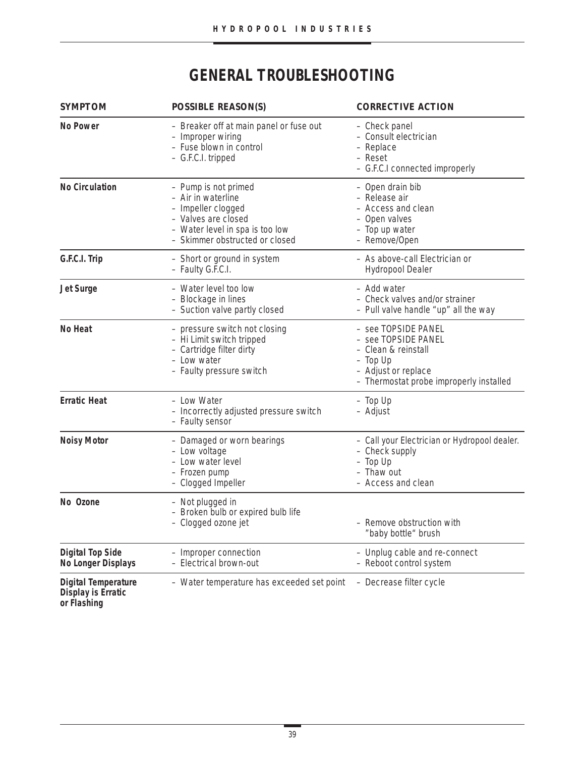# GENERAL TROUBLESHOOTING

| SYMPTOM | POSSIBLE REASON(S) | CORRECTIVE ACTION |
|---|---|---|
| **No Power** | – Breaker off at main panel or fuse out<br>– Improper wiring<br>– Fuse blown in control<br>– G.F.C.I. tripped | – Check panel<br>– Consult electrician<br>– Replace<br>– Reset<br>– G.F.C.I connected improperly |
| **No Circulation** | – Pump is not primed<br>– Air in waterline<br>– Impeller clogged<br>– Valves are closed<br>– Water level in spa is too low<br>– Skimmer obstructed or closed | – Open drain bib<br>– Release air<br>– Access and clean<br>– Open valves<br>– Top up water<br>– Remove/Open |
| **G.F.C.I. Trip** | – Short or ground in system<br>– Faulty G.F.C.I. | – As above-call Electrician or Hydropool Dealer |
| **Jet Surge** | – Water level too low<br>– Blockage in lines<br>– Suction valve partly closed | – Add water<br>– Check valves and/or strainer<br>– Pull valve handle "up" all the way |
| **No Heat** | – pressure switch not closing<br>– Hi Limit switch tripped<br>– Cartridge filter dirty<br>– Low water<br>– Faulty pressure switch | – see TOPSIDE PANEL<br>– see TOPSIDE PANEL<br>– Clean & reinstall<br>– Top Up<br>– Adjust or replace<br>– Thermostat probe improperly installed |
| **Erratic Heat** | – Low Water<br>– Incorrectly adjusted pressure switch<br>– Faulty sensor | – Top Up<br>– Adjust |
| **Noisy Motor** | – Damaged or worn bearings<br>– Low voltage<br>– Low water level<br>– Frozen pump<br>– Clogged Impeller | – Call your Electrician or Hydropool dealer.<br>– Check supply<br>– Top Up<br>– Thaw out<br>– Access and clean |
| **No Ozone** | – Not plugged in<br>– Broken bulb or expired bulb life<br>– Clogged ozone jet | – Remove obstruction with "baby bottle" brush |
| **Digital Top Side No Longer Displays** | – Improper connection<br>– Electrical brown-out | – Unplug cable and re-connect<br>– Reboot control system |
| **Digital Temperature Display is Erratic or Flashing** | – Water temperature has exceeded set point | – Decrease filter cycle |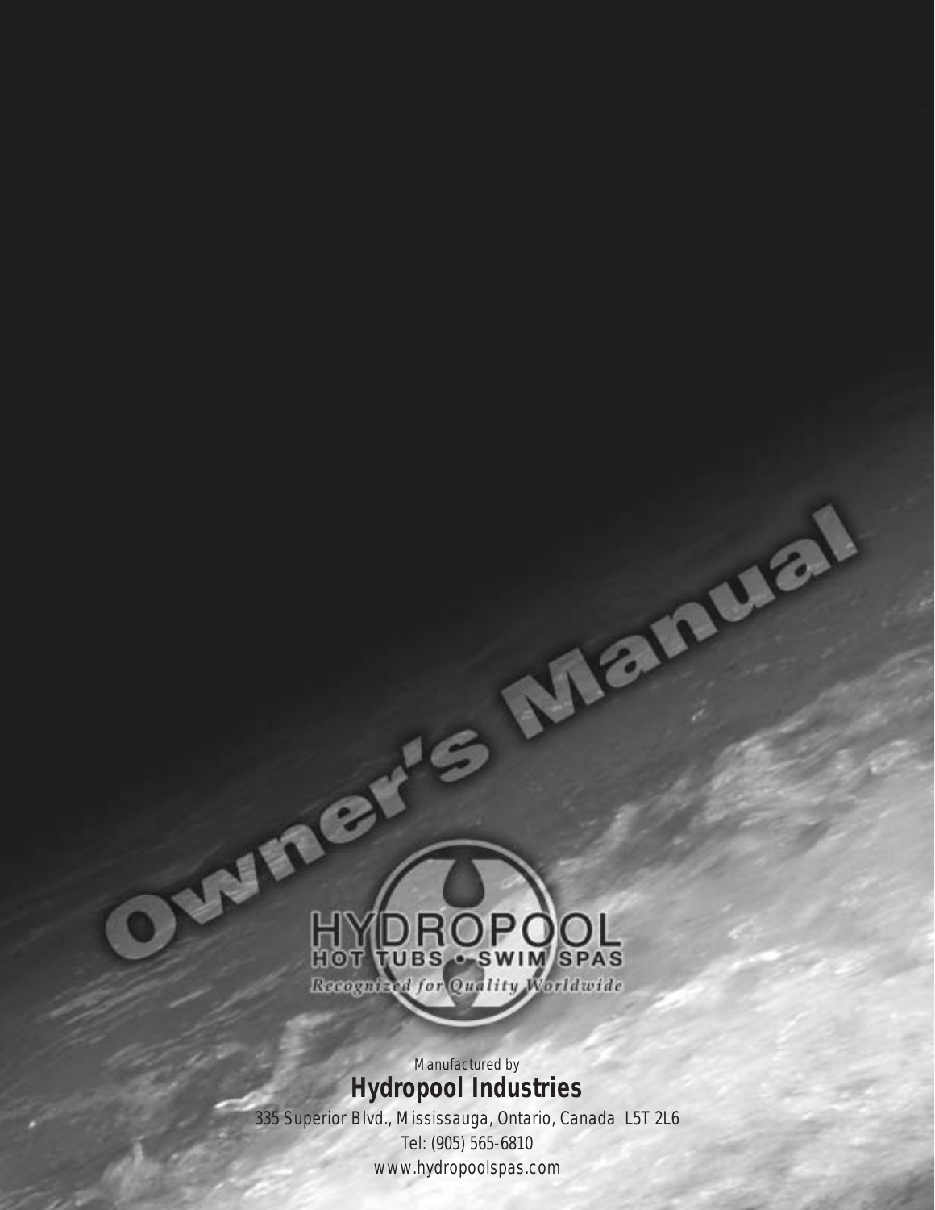# Owner's Manual

HYDROPOOL
HOT TUBS • SWIM SPAS
*Recognized for Quality Worldwide*

Manufactured by

**Hydropool Industries**

335 Superior Blvd., Mississauga, Ontario, Canada L5T 2L6

Tel: (905) 565-6810

www.hydropoolspas.com